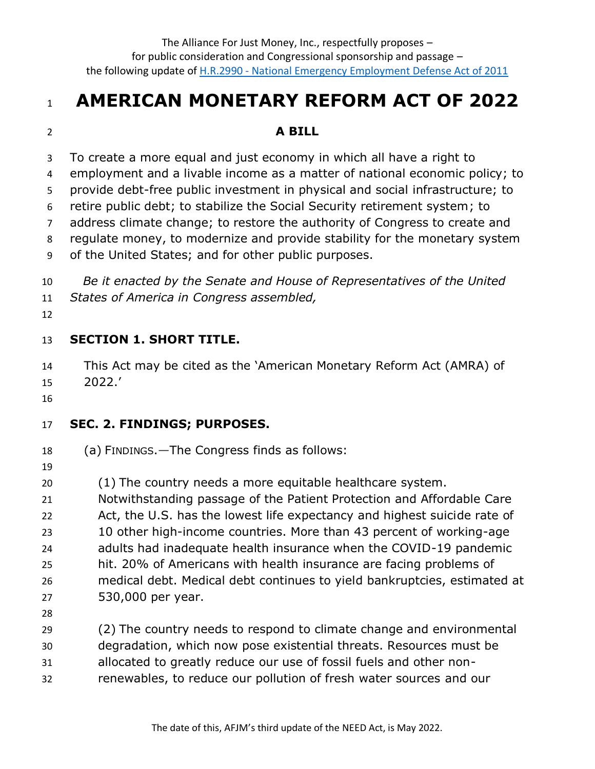The Alliance For Just Money, Inc., respectfully proposes –
for public consideration and Congressional sponsorship and passage –
the following update of [H.R.2990 - National Emergency Employment Defense Act of 2011]

# AMERICAN MONETARY REFORM ACT OF 2022

## A BILL

To create a more equal and just economy in which all have a right to employment and a livable income as a matter of national economic policy; to provide debt-free public investment in physical and social infrastructure; to retire public debt; to stabilize the Social Security retirement system; to address climate change; to restore the authority of Congress to create and regulate money, to modernize and provide stability for the monetary system of the United States; and for other public purposes.

*Be it enacted by the Senate and House of Representatives of the United States of America in Congress assembled,*

### SECTION 1. SHORT TITLE.

This Act may be cited as the 'American Monetary Reform Act (AMRA) of 2022.'

### SEC. 2. FINDINGS; PURPOSES.

(a) FINDINGS.—The Congress finds as follows:

(1) The country needs a more equitable healthcare system. Notwithstanding passage of the Patient Protection and Affordable Care Act, the U.S. has the lowest life expectancy and highest suicide rate of 10 other high-income countries. More than 43 percent of working-age adults had inadequate health insurance when the COVID-19 pandemic hit. 20% of Americans with health insurance are facing problems of medical debt. Medical debt continues to yield bankruptcies, estimated at 530,000 per year.

(2) The country needs to respond to climate change and environmental degradation, which now pose existential threats. Resources must be allocated to greatly reduce our use of fossil fuels and other non-renewables, to reduce our pollution of fresh water sources and our

The date of this, AFJM's third update of the NEED Act, is May 2022.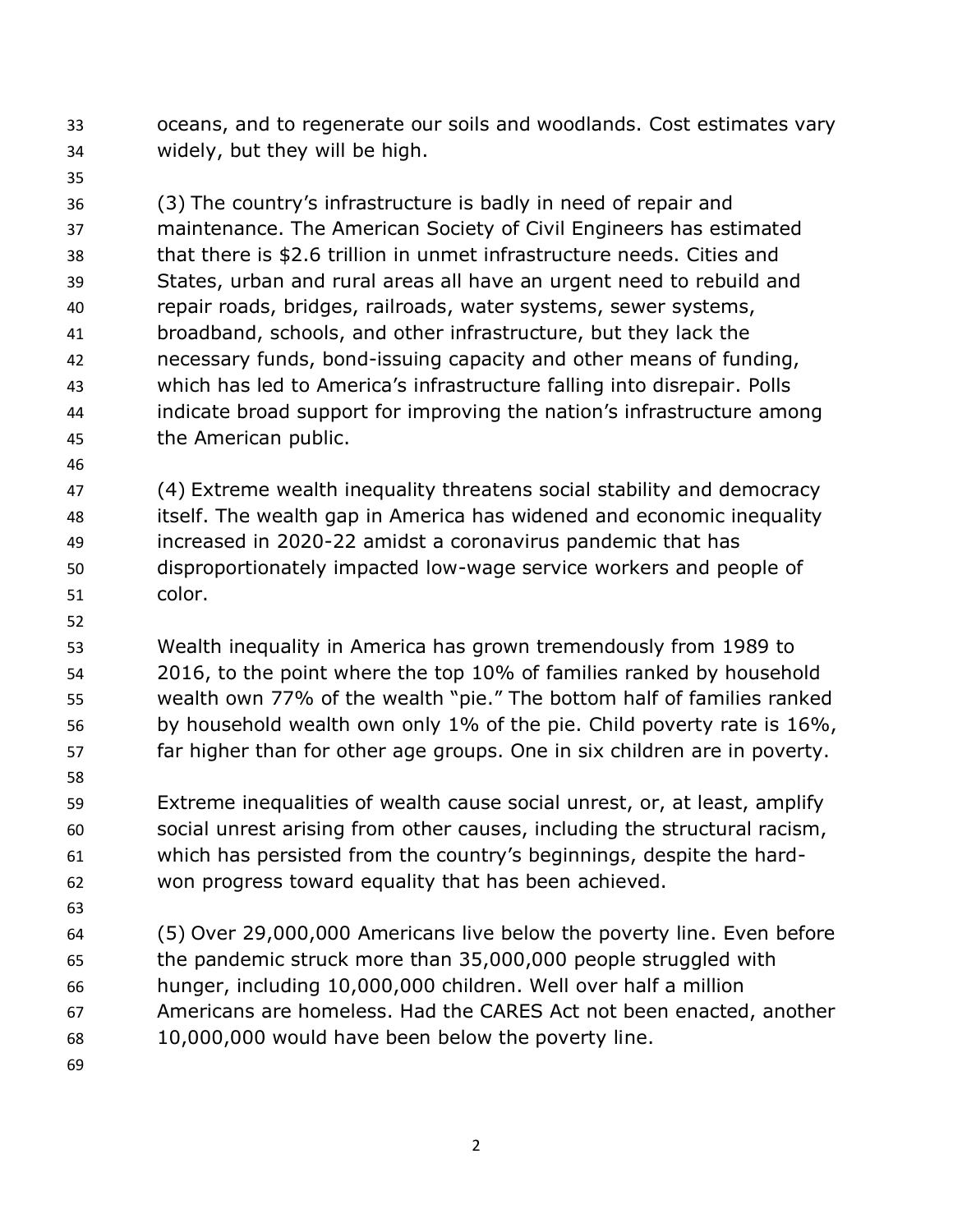oceans, and to regenerate our soils and woodlands. Cost estimates vary widely, but they will be high.

(3) The country's infrastructure is badly in need of repair and maintenance. The American Society of Civil Engineers has estimated that there is $2.6 trillion in unmet infrastructure needs. Cities and States, urban and rural areas all have an urgent need to rebuild and repair roads, bridges, railroads, water systems, sewer systems, broadband, schools, and other infrastructure, but they lack the necessary funds, bond-issuing capacity and other means of funding, which has led to America's infrastructure falling into disrepair. Polls indicate broad support for improving the nation's infrastructure among the American public.

(4) Extreme wealth inequality threatens social stability and democracy itself. The wealth gap in America has widened and economic inequality increased in 2020-22 amidst a coronavirus pandemic that has disproportionately impacted low-wage service workers and people of color.

Wealth inequality in America has grown tremendously from 1989 to 2016, to the point where the top 10% of families ranked by household wealth own 77% of the wealth "pie." The bottom half of families ranked by household wealth own only 1% of the pie. Child poverty rate is 16%, far higher than for other age groups. One in six children are in poverty.

Extreme inequalities of wealth cause social unrest, or, at least, amplify social unrest arising from other causes, including the structural racism, which has persisted from the country's beginnings, despite the hard-won progress toward equality that has been achieved.

(5) Over 29,000,000 Americans live below the poverty line. Even before the pandemic struck more than 35,000,000 people struggled with hunger, including 10,000,000 children. Well over half a million Americans are homeless. Had the CARES Act not been enacted, another 10,000,000 would have been below the poverty line.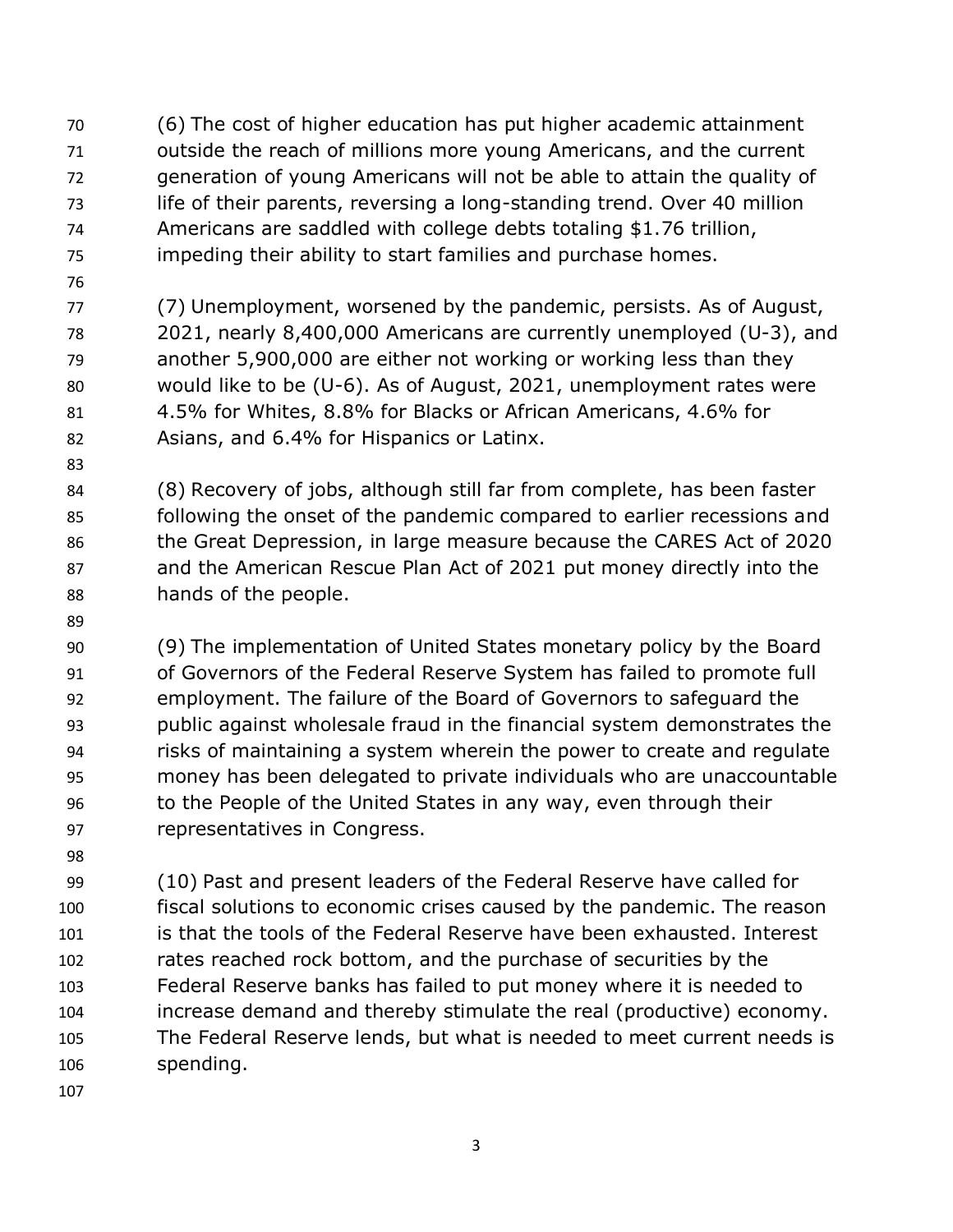(6) The cost of higher education has put higher academic attainment outside the reach of millions more young Americans, and the current generation of young Americans will not be able to attain the quality of life of their parents, reversing a long-standing trend. Over 40 million Americans are saddled with college debts totaling $1.76 trillion, impeding their ability to start families and purchase homes.

(7) Unemployment, worsened by the pandemic, persists. As of August, 2021, nearly 8,400,000 Americans are currently unemployed (U-3), and another 5,900,000 are either not working or working less than they would like to be (U-6). As of August, 2021, unemployment rates were 4.5% for Whites, 8.8% for Blacks or African Americans, 4.6% for Asians, and 6.4% for Hispanics or Latinx.

(8) Recovery of jobs, although still far from complete, has been faster following the onset of the pandemic compared to earlier recessions and the Great Depression, in large measure because the CARES Act of 2020 and the American Rescue Plan Act of 2021 put money directly into the hands of the people.

(9) The implementation of United States monetary policy by the Board of Governors of the Federal Reserve System has failed to promote full employment. The failure of the Board of Governors to safeguard the public against wholesale fraud in the financial system demonstrates the risks of maintaining a system wherein the power to create and regulate money has been delegated to private individuals who are unaccountable to the People of the United States in any way, even through their representatives in Congress.

(10) Past and present leaders of the Federal Reserve have called for fiscal solutions to economic crises caused by the pandemic. The reason is that the tools of the Federal Reserve have been exhausted. Interest rates reached rock bottom, and the purchase of securities by the Federal Reserve banks has failed to put money where it is needed to increase demand and thereby stimulate the real (productive) economy. The Federal Reserve lends, but what is needed to meet current needs is spending.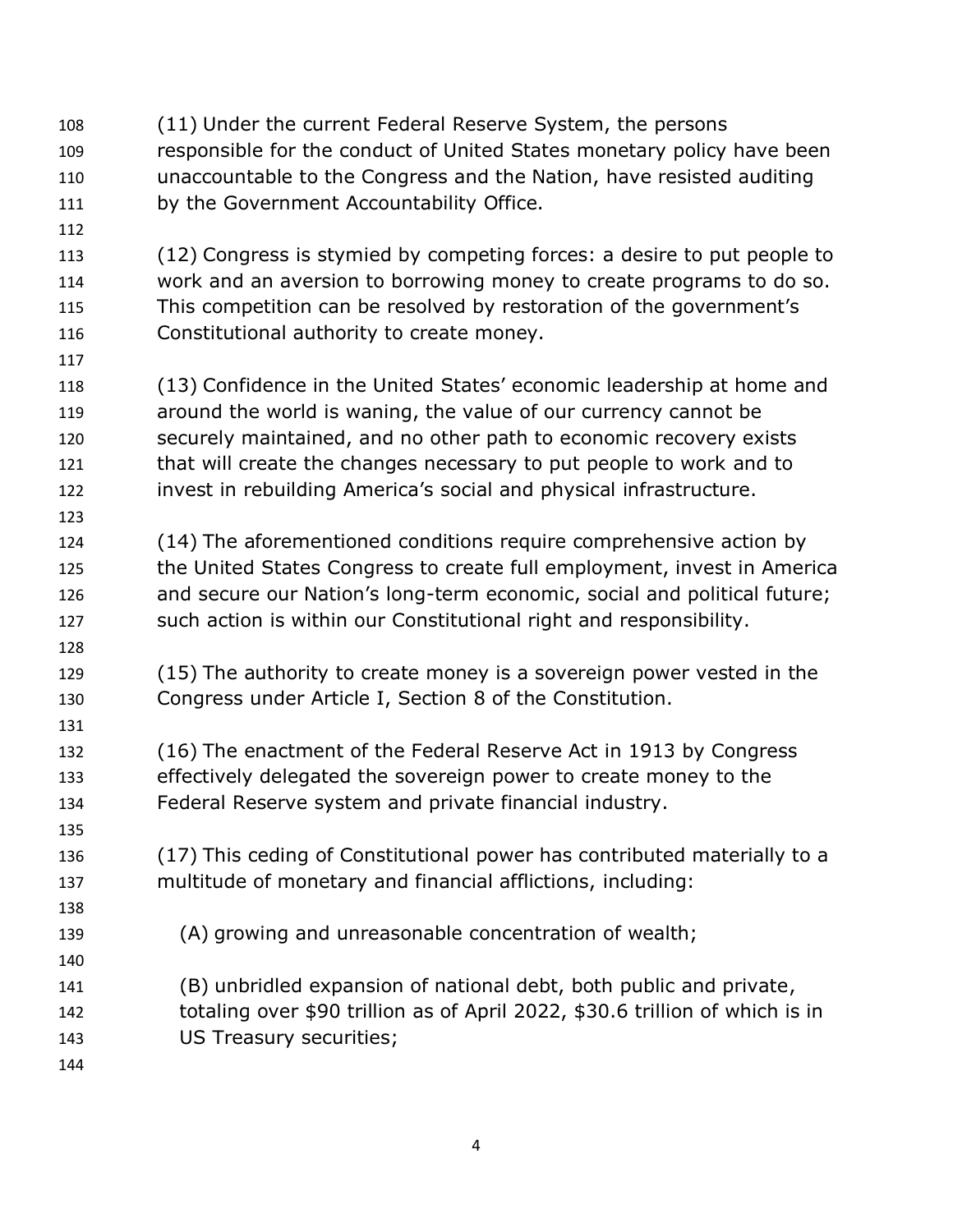(11) Under the current Federal Reserve System, the persons responsible for the conduct of United States monetary policy have been unaccountable to the Congress and the Nation, have resisted auditing by the Government Accountability Office.

(12) Congress is stymied by competing forces: a desire to put people to work and an aversion to borrowing money to create programs to do so. This competition can be resolved by restoration of the government's Constitutional authority to create money.

(13) Confidence in the United States' economic leadership at home and around the world is waning, the value of our currency cannot be securely maintained, and no other path to economic recovery exists that will create the changes necessary to put people to work and to invest in rebuilding America's social and physical infrastructure.

(14) The aforementioned conditions require comprehensive action by the United States Congress to create full employment, invest in America and secure our Nation's long-term economic, social and political future; such action is within our Constitutional right and responsibility.

(15) The authority to create money is a sovereign power vested in the Congress under Article I, Section 8 of the Constitution.

(16) The enactment of the Federal Reserve Act in 1913 by Congress effectively delegated the sovereign power to create money to the Federal Reserve system and private financial industry.

(17) This ceding of Constitutional power has contributed materially to a multitude of monetary and financial afflictions, including:

(A) growing and unreasonable concentration of wealth;

(B) unbridled expansion of national debt, both public and private, totaling over $90 trillion as of April 2022, $30.6 trillion of which is in US Treasury securities;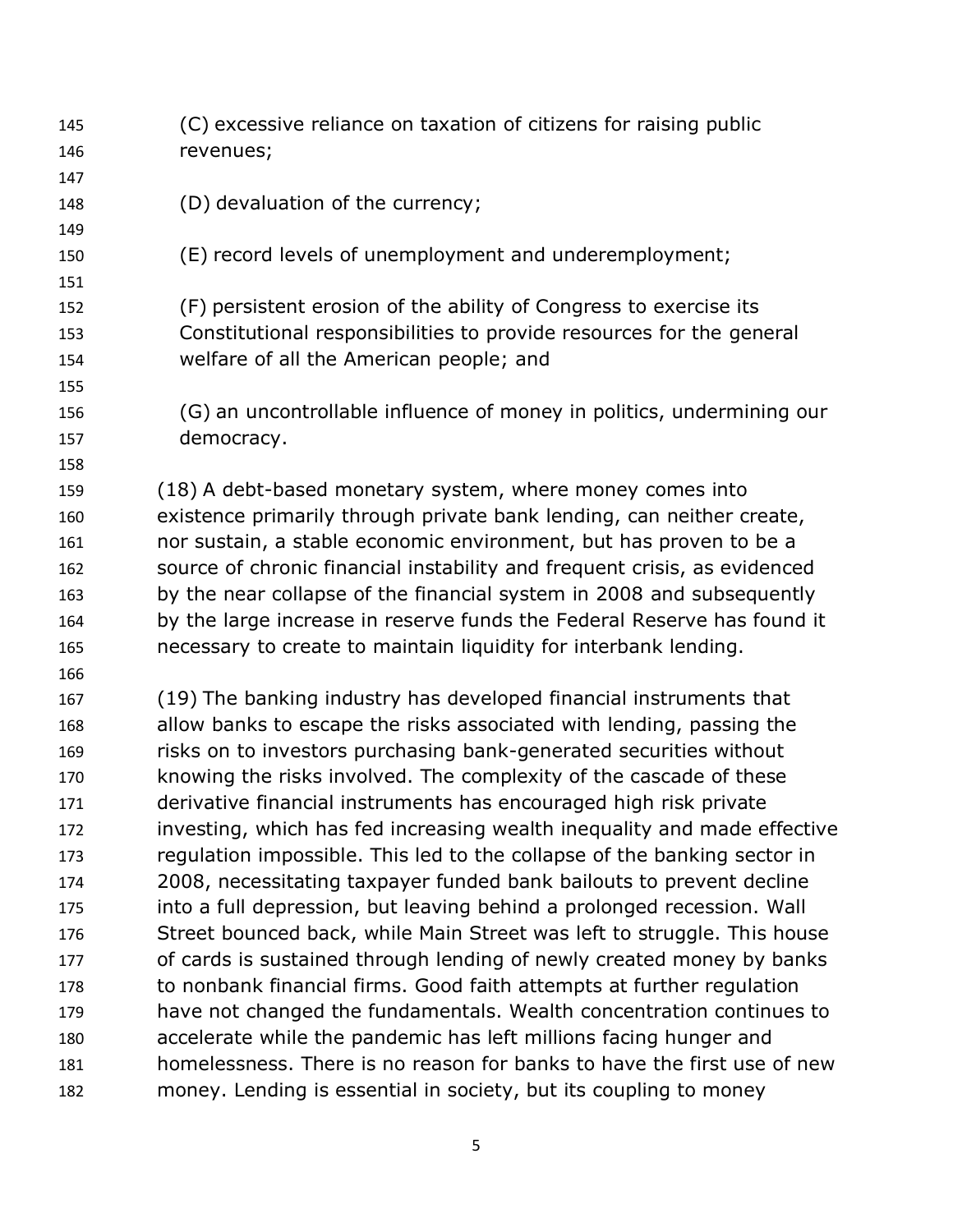(C) excessive reliance on taxation of citizens for raising public revenues;

(D) devaluation of the currency;

(E) record levels of unemployment and underemployment;

(F) persistent erosion of the ability of Congress to exercise its Constitutional responsibilities to provide resources for the general welfare of all the American people; and

(G) an uncontrollable influence of money in politics, undermining our democracy.

(18) A debt-based monetary system, where money comes into existence primarily through private bank lending, can neither create, nor sustain, a stable economic environment, but has proven to be a source of chronic financial instability and frequent crisis, as evidenced by the near collapse of the financial system in 2008 and subsequently by the large increase in reserve funds the Federal Reserve has found it necessary to create to maintain liquidity for interbank lending.

(19) The banking industry has developed financial instruments that allow banks to escape the risks associated with lending, passing the risks on to investors purchasing bank-generated securities without knowing the risks involved. The complexity of the cascade of these derivative financial instruments has encouraged high risk private investing, which has fed increasing wealth inequality and made effective regulation impossible. This led to the collapse of the banking sector in 2008, necessitating taxpayer funded bank bailouts to prevent decline into a full depression, but leaving behind a prolonged recession. Wall Street bounced back, while Main Street was left to struggle. This house of cards is sustained through lending of newly created money by banks to nonbank financial firms. Good faith attempts at further regulation have not changed the fundamentals. Wealth concentration continues to accelerate while the pandemic has left millions facing hunger and homelessness. There is no reason for banks to have the first use of new money. Lending is essential in society, but its coupling to money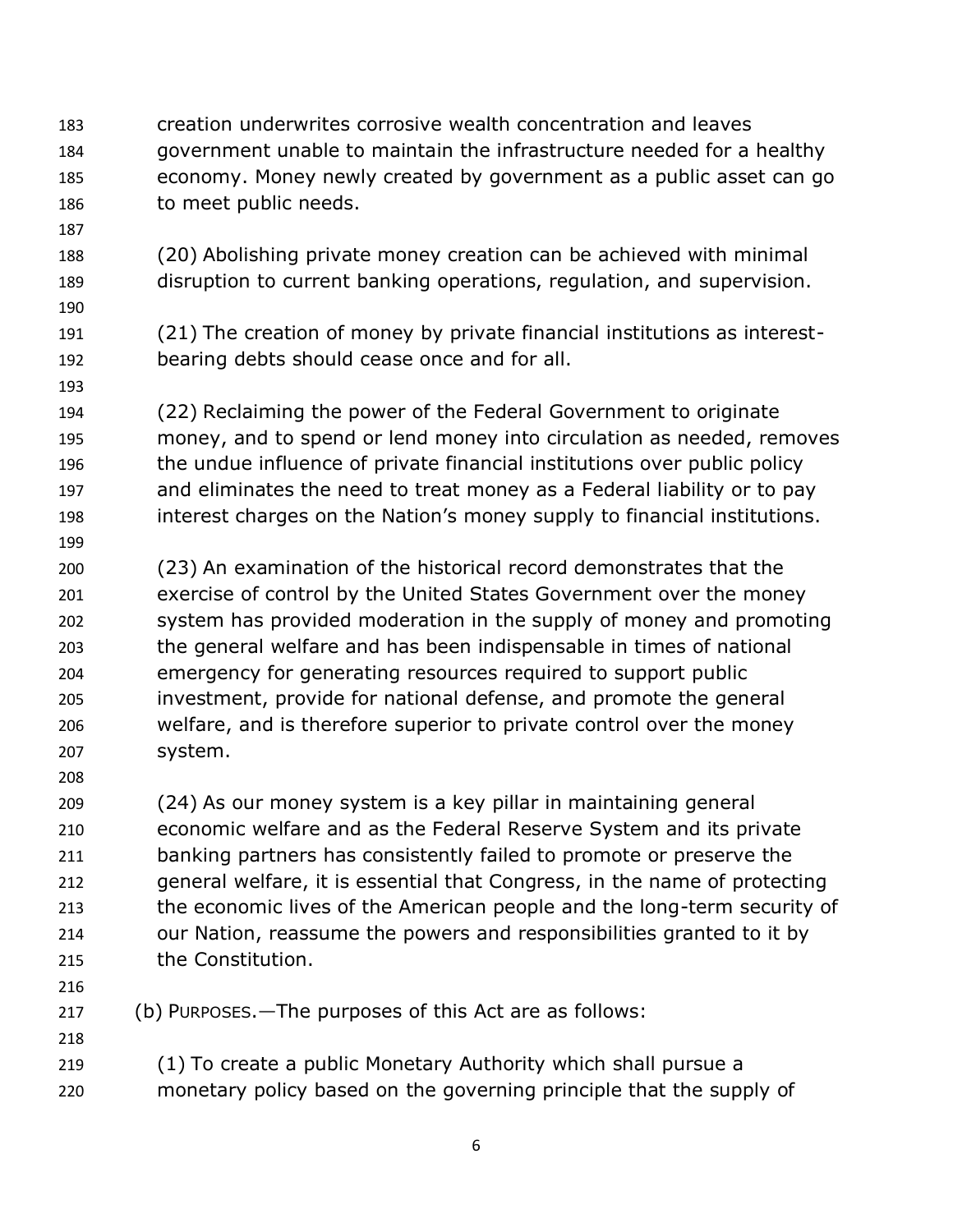creation underwrites corrosive wealth concentration and leaves government unable to maintain the infrastructure needed for a healthy economy. Money newly created by government as a public asset can go to meet public needs.

(20) Abolishing private money creation can be achieved with minimal disruption to current banking operations, regulation, and supervision.

(21) The creation of money by private financial institutions as interest-bearing debts should cease once and for all.

(22) Reclaiming the power of the Federal Government to originate money, and to spend or lend money into circulation as needed, removes the undue influence of private financial institutions over public policy and eliminates the need to treat money as a Federal liability or to pay interest charges on the Nation's money supply to financial institutions.

(23) An examination of the historical record demonstrates that the exercise of control by the United States Government over the money system has provided moderation in the supply of money and promoting the general welfare and has been indispensable in times of national emergency for generating resources required to support public investment, provide for national defense, and promote the general welfare, and is therefore superior to private control over the money system.

(24) As our money system is a key pillar in maintaining general economic welfare and as the Federal Reserve System and its private banking partners has consistently failed to promote or preserve the general welfare, it is essential that Congress, in the name of protecting the economic lives of the American people and the long-term security of our Nation, reassume the powers and responsibilities granted to it by the Constitution.

(b) PURPOSES.—The purposes of this Act are as follows:

(1) To create a public Monetary Authority which shall pursue a monetary policy based on the governing principle that the supply of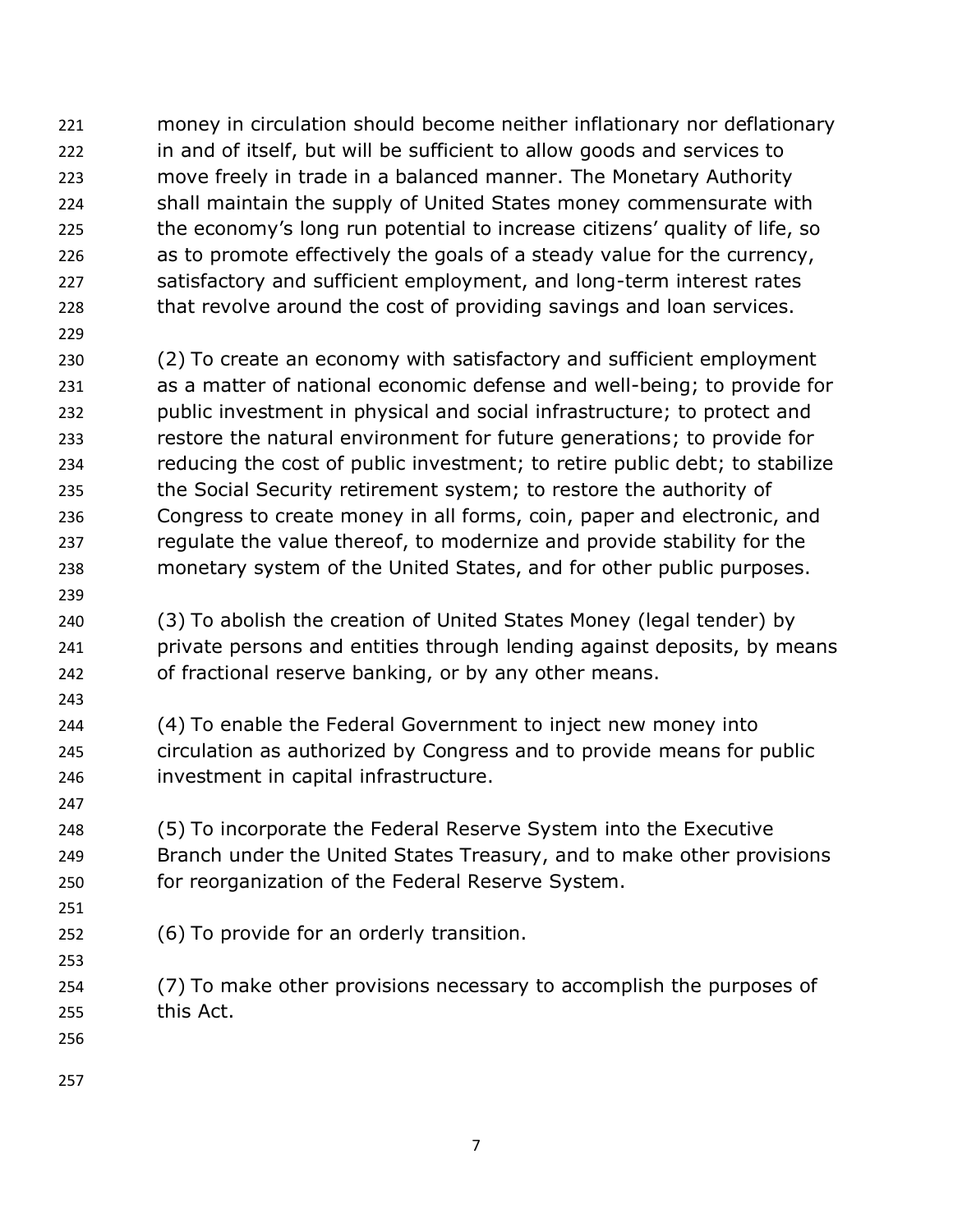money in circulation should become neither inflationary nor deflationary in and of itself, but will be sufficient to allow goods and services to move freely in trade in a balanced manner. The Monetary Authority shall maintain the supply of United States money commensurate with the economy's long run potential to increase citizens' quality of life, so as to promote effectively the goals of a steady value for the currency, satisfactory and sufficient employment, and long-term interest rates that revolve around the cost of providing savings and loan services.

(2) To create an economy with satisfactory and sufficient employment as a matter of national economic defense and well-being; to provide for public investment in physical and social infrastructure; to protect and restore the natural environment for future generations; to provide for reducing the cost of public investment; to retire public debt; to stabilize the Social Security retirement system; to restore the authority of Congress to create money in all forms, coin, paper and electronic, and regulate the value thereof, to modernize and provide stability for the monetary system of the United States, and for other public purposes.

(3) To abolish the creation of United States Money (legal tender) by private persons and entities through lending against deposits, by means of fractional reserve banking, or by any other means.

(4) To enable the Federal Government to inject new money into circulation as authorized by Congress and to provide means for public investment in capital infrastructure.

(5) To incorporate the Federal Reserve System into the Executive Branch under the United States Treasury, and to make other provisions for reorganization of the Federal Reserve System.

(6) To provide for an orderly transition.

(7) To make other provisions necessary to accomplish the purposes of this Act.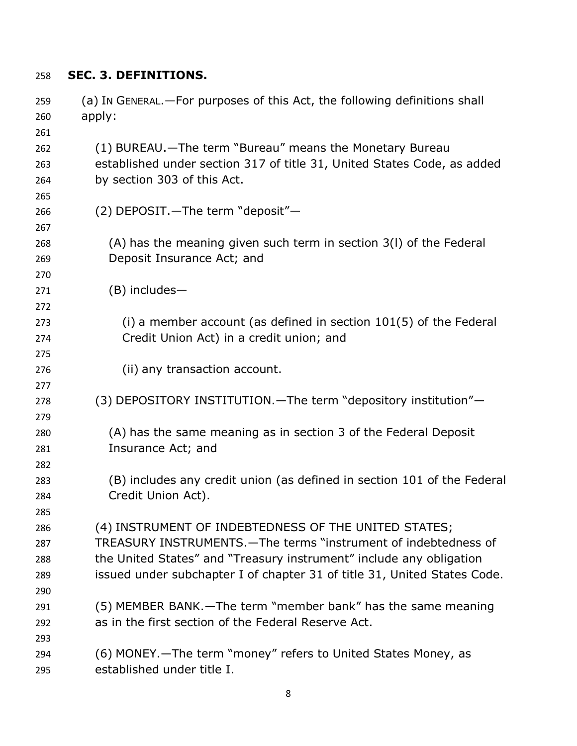**SEC. 3. DEFINITIONS.**

(a) IN GENERAL.—For purposes of this Act, the following definitions shall apply:

(1) BUREAU.—The term "Bureau" means the Monetary Bureau established under section 317 of title 31, United States Code, as added by section 303 of this Act.

(2) DEPOSIT.—The term "deposit"—

(A) has the meaning given such term in section 3(l) of the Federal Deposit Insurance Act; and

(B) includes—

(i) a member account (as defined in section 101(5) of the Federal Credit Union Act) in a credit union; and

(ii) any transaction account.

(3) DEPOSITORY INSTITUTION.—The term "depository institution"—

(A) has the same meaning as in section 3 of the Federal Deposit Insurance Act; and

(B) includes any credit union (as defined in section 101 of the Federal Credit Union Act).

(4) INSTRUMENT OF INDEBTEDNESS OF THE UNITED STATES; TREASURY INSTRUMENTS.—The terms "instrument of indebtedness of the United States" and "Treasury instrument" include any obligation issued under subchapter I of chapter 31 of title 31, United States Code.

(5) MEMBER BANK.—The term "member bank" has the same meaning as in the first section of the Federal Reserve Act.

(6) MONEY.—The term "money" refers to United States Money, as established under title I.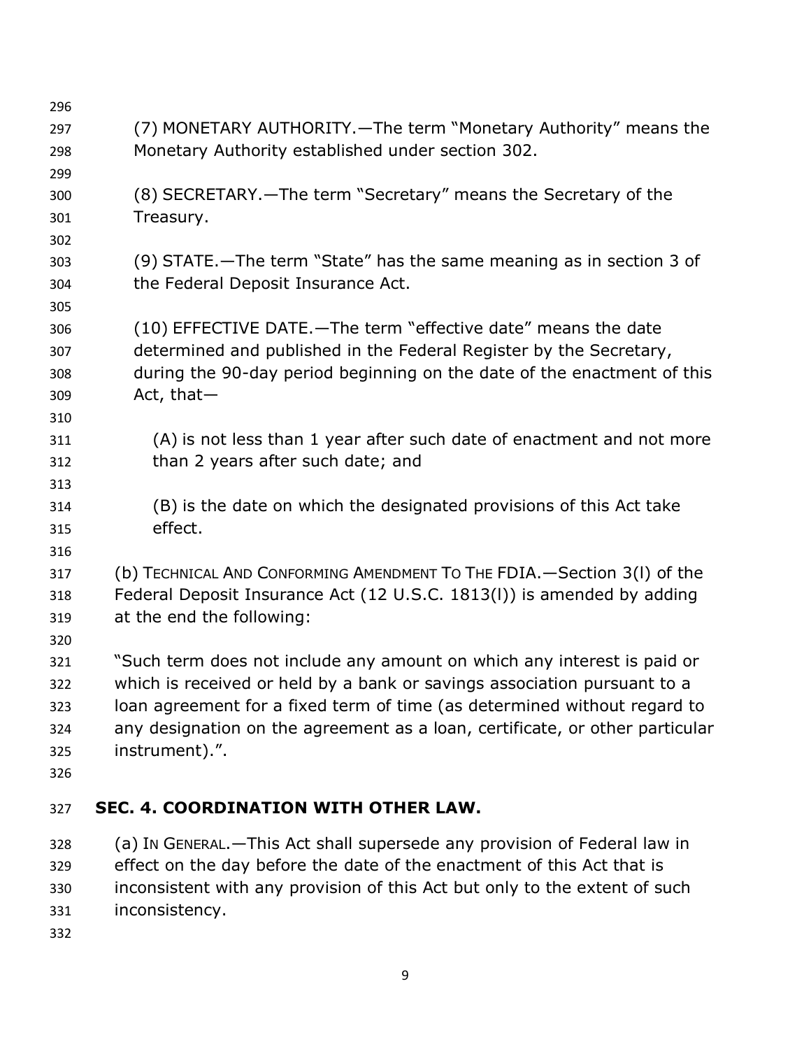(7) MONETARY AUTHORITY.—The term “Monetary Authority” means the Monetary Authority established under section 302.

(8) SECRETARY.—The term “Secretary” means the Secretary of the Treasury.

(9) STATE.—The term “State” has the same meaning as in section 3 of the Federal Deposit Insurance Act.

(10) EFFECTIVE DATE.—The term “effective date” means the date determined and published in the Federal Register by the Secretary, during the 90-day period beginning on the date of the enactment of this Act, that—

(A) is not less than 1 year after such date of enactment and not more than 2 years after such date; and

(B) is the date on which the designated provisions of this Act take effect.

(b) TECHNICAL AND CONFORMING AMENDMENT TO THE FDIA.—Section 3(l) of the Federal Deposit Insurance Act (12 U.S.C. 1813(l)) is amended by adding at the end the following:

“Such term does not include any amount on which any interest is paid or which is received or held by a bank or savings association pursuant to a loan agreement for a fixed term of time (as determined without regard to any designation on the agreement as a loan, certificate, or other particular instrument).”.

## SEC. 4. COORDINATION WITH OTHER LAW.

(a) IN GENERAL.—This Act shall supersede any provision of Federal law in effect on the day before the date of the enactment of this Act that is inconsistent with any provision of this Act but only to the extent of such inconsistency.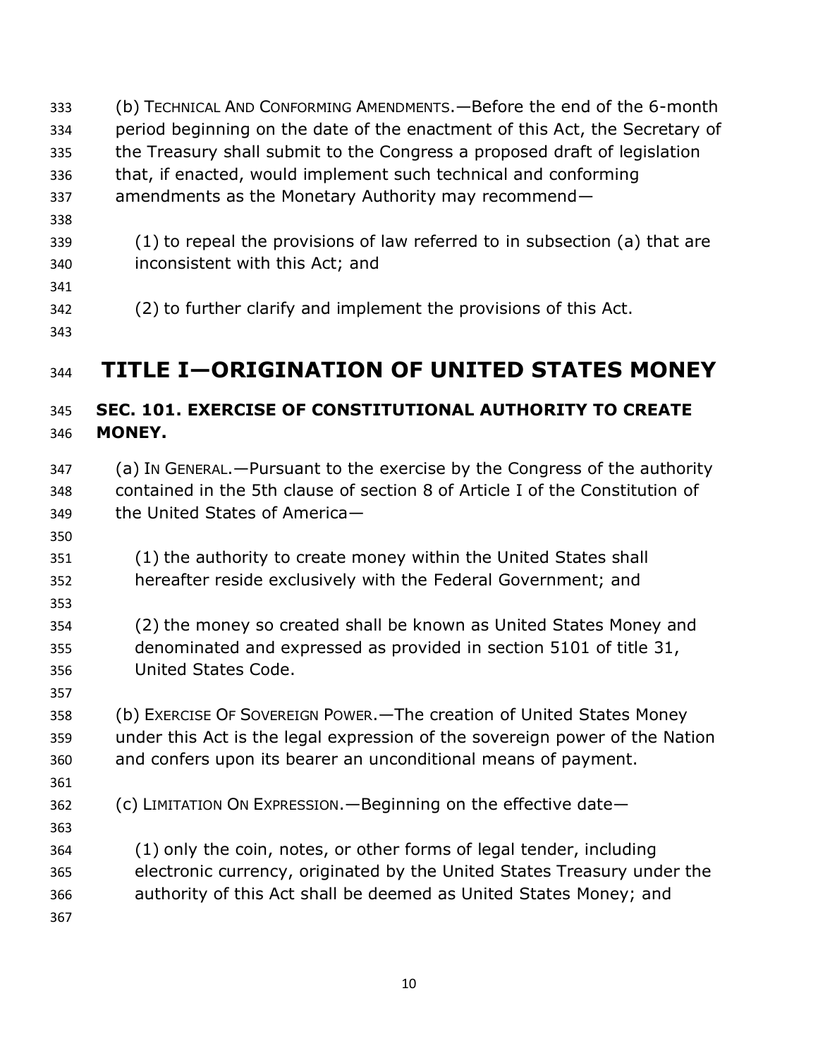(b) TECHNICAL AND CONFORMING AMENDMENTS.—Before the end of the 6-month period beginning on the date of the enactment of this Act, the Secretary of the Treasury shall submit to the Congress a proposed draft of legislation that, if enacted, would implement such technical and conforming amendments as the Monetary Authority may recommend—

(1) to repeal the provisions of law referred to in subsection (a) that are inconsistent with this Act; and

(2) to further clarify and implement the provisions of this Act.

# TITLE I—ORIGINATION OF UNITED STATES MONEY

## SEC. 101. EXERCISE OF CONSTITUTIONAL AUTHORITY TO CREATE MONEY.

(a) IN GENERAL.—Pursuant to the exercise by the Congress of the authority contained in the 5th clause of section 8 of Article I of the Constitution of the United States of America—

(1) the authority to create money within the United States shall hereafter reside exclusively with the Federal Government; and

(2) the money so created shall be known as United States Money and denominated and expressed as provided in section 5101 of title 31, United States Code.

(b) EXERCISE OF SOVEREIGN POWER.—The creation of United States Money under this Act is the legal expression of the sovereign power of the Nation and confers upon its bearer an unconditional means of payment.

(c) LIMITATION ON EXPRESSION.—Beginning on the effective date—

(1) only the coin, notes, or other forms of legal tender, including electronic currency, originated by the United States Treasury under the authority of this Act shall be deemed as United States Money; and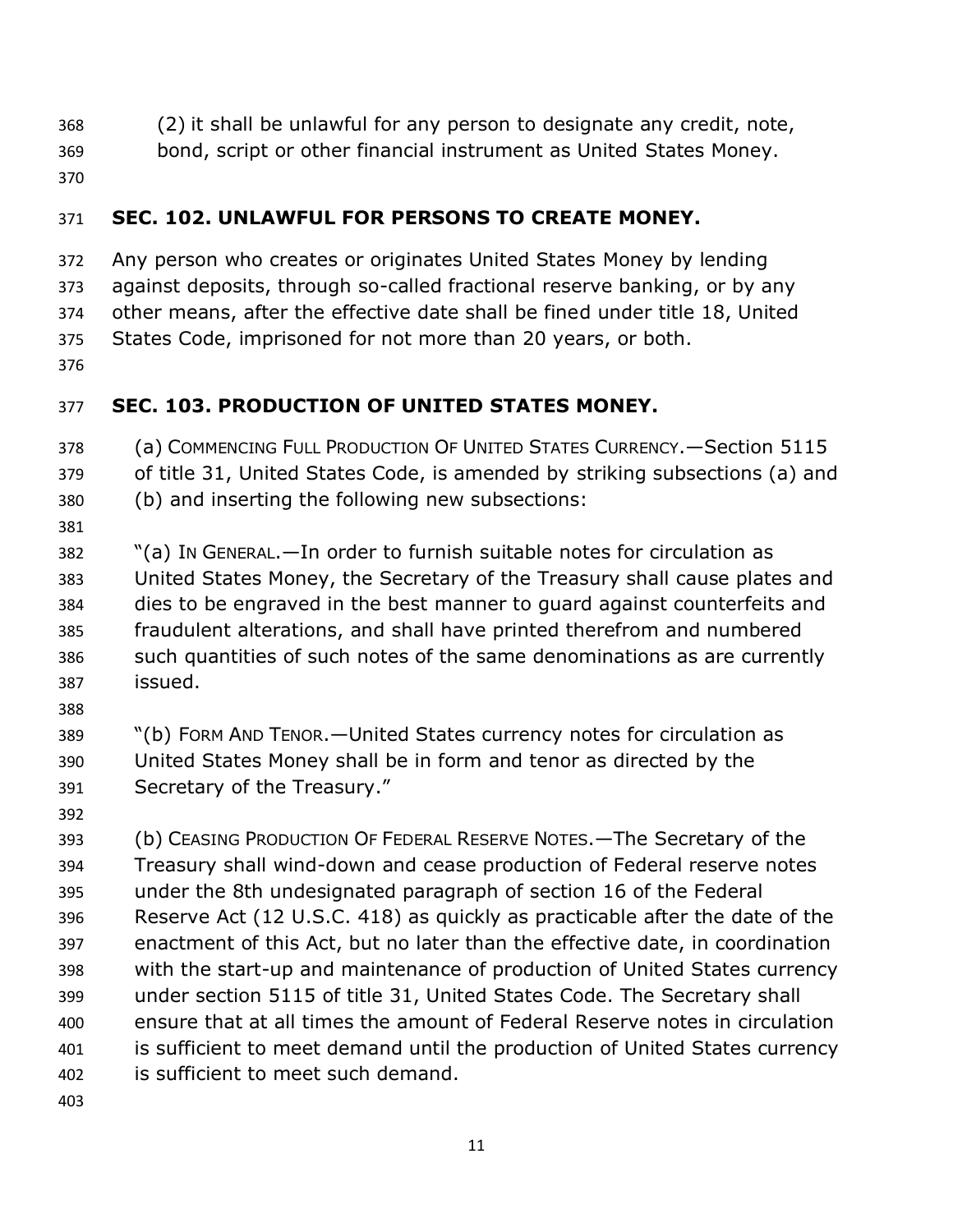(2) it shall be unlawful for any person to designate any credit, note, bond, script or other financial instrument as United States Money.

## SEC. 102. UNLAWFUL FOR PERSONS TO CREATE MONEY.

Any person who creates or originates United States Money by lending against deposits, through so-called fractional reserve banking, or by any other means, after the effective date shall be fined under title 18, United States Code, imprisoned for not more than 20 years, or both.

## SEC. 103. PRODUCTION OF UNITED STATES MONEY.

(a) COMMENCING FULL PRODUCTION OF UNITED STATES CURRENCY.—Section 5115 of title 31, United States Code, is amended by striking subsections (a) and (b) and inserting the following new subsections:

"(a) IN GENERAL.—In order to furnish suitable notes for circulation as United States Money, the Secretary of the Treasury shall cause plates and dies to be engraved in the best manner to guard against counterfeits and fraudulent alterations, and shall have printed therefrom and numbered such quantities of such notes of the same denominations as are currently issued.

"(b) FORM AND TENOR.—United States currency notes for circulation as United States Money shall be in form and tenor as directed by the Secretary of the Treasury."

(b) CEASING PRODUCTION OF FEDERAL RESERVE NOTES.—The Secretary of the Treasury shall wind-down and cease production of Federal reserve notes under the 8th undesignated paragraph of section 16 of the Federal Reserve Act (12 U.S.C. 418) as quickly as practicable after the date of the enactment of this Act, but no later than the effective date, in coordination with the start-up and maintenance of production of United States currency under section 5115 of title 31, United States Code. The Secretary shall ensure that at all times the amount of Federal Reserve notes in circulation is sufficient to meet demand until the production of United States currency is sufficient to meet such demand.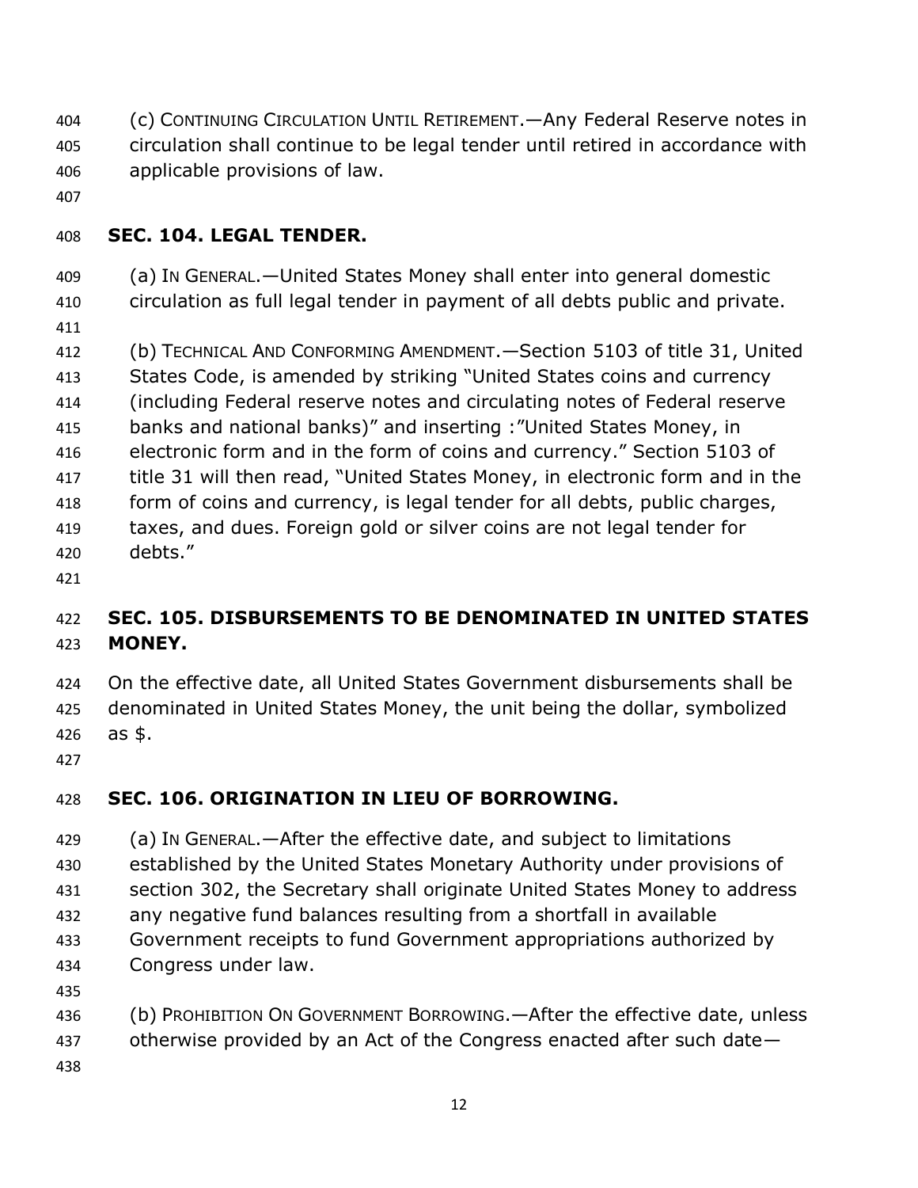(c) CONTINUING CIRCULATION UNTIL RETIREMENT.—Any Federal Reserve notes in circulation shall continue to be legal tender until retired in accordance with applicable provisions of law.

## SEC. 104. LEGAL TENDER.

(a) IN GENERAL.—United States Money shall enter into general domestic circulation as full legal tender in payment of all debts public and private.

(b) TECHNICAL AND CONFORMING AMENDMENT.—Section 5103 of title 31, United States Code, is amended by striking "United States coins and currency (including Federal reserve notes and circulating notes of Federal reserve banks and national banks)" and inserting :"United States Money, in electronic form and in the form of coins and currency." Section 5103 of title 31 will then read, "United States Money, in electronic form and in the form of coins and currency, is legal tender for all debts, public charges, taxes, and dues. Foreign gold or silver coins are not legal tender for debts."

## SEC. 105. DISBURSEMENTS TO BE DENOMINATED IN UNITED STATES MONEY.

On the effective date, all United States Government disbursements shall be denominated in United States Money, the unit being the dollar, symbolized as $.

## SEC. 106. ORIGINATION IN LIEU OF BORROWING.

(a) IN GENERAL.—After the effective date, and subject to limitations established by the United States Monetary Authority under provisions of section 302, the Secretary shall originate United States Money to address any negative fund balances resulting from a shortfall in available Government receipts to fund Government appropriations authorized by Congress under law.

(b) PROHIBITION ON GOVERNMENT BORROWING.—After the effective date, unless otherwise provided by an Act of the Congress enacted after such date—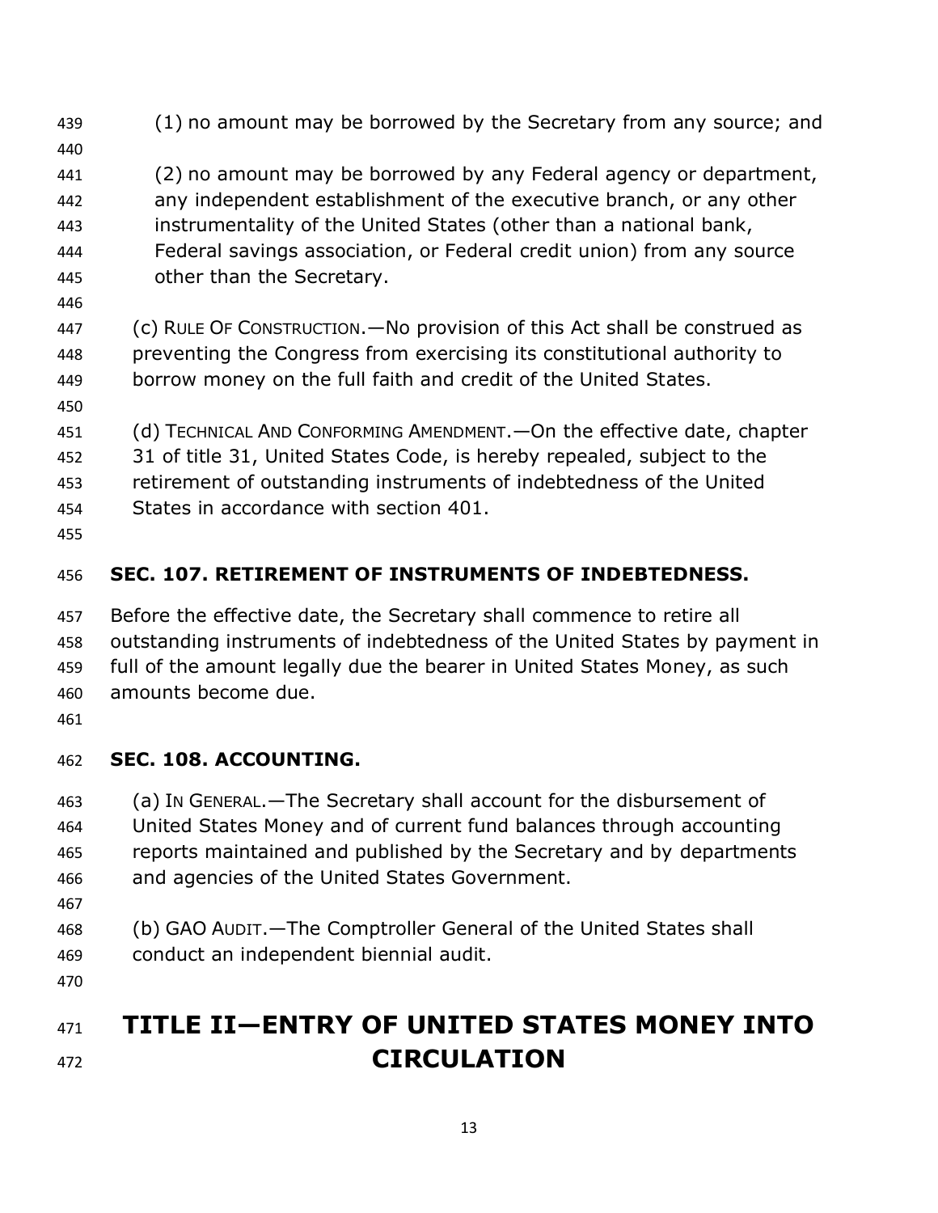(1) no amount may be borrowed by the Secretary from any source; and

(2) no amount may be borrowed by any Federal agency or department, any independent establishment of the executive branch, or any other instrumentality of the United States (other than a national bank, Federal savings association, or Federal credit union) from any source other than the Secretary.

(c) RULE OF CONSTRUCTION.—No provision of this Act shall be construed as preventing the Congress from exercising its constitutional authority to borrow money on the full faith and credit of the United States.

(d) TECHNICAL AND CONFORMING AMENDMENT.—On the effective date, chapter 31 of title 31, United States Code, is hereby repealed, subject to the retirement of outstanding instruments of indebtedness of the United States in accordance with section 401.

### SEC. 107. RETIREMENT OF INSTRUMENTS OF INDEBTEDNESS.

Before the effective date, the Secretary shall commence to retire all outstanding instruments of indebtedness of the United States by payment in full of the amount legally due the bearer in United States Money, as such amounts become due.

### SEC. 108. ACCOUNTING.

(a) IN GENERAL.—The Secretary shall account for the disbursement of United States Money and of current fund balances through accounting reports maintained and published by the Secretary and by departments and agencies of the United States Government.

(b) GAO AUDIT.—The Comptroller General of the United States shall conduct an independent biennial audit.

# TITLE II—ENTRY OF UNITED STATES MONEY INTO CIRCULATION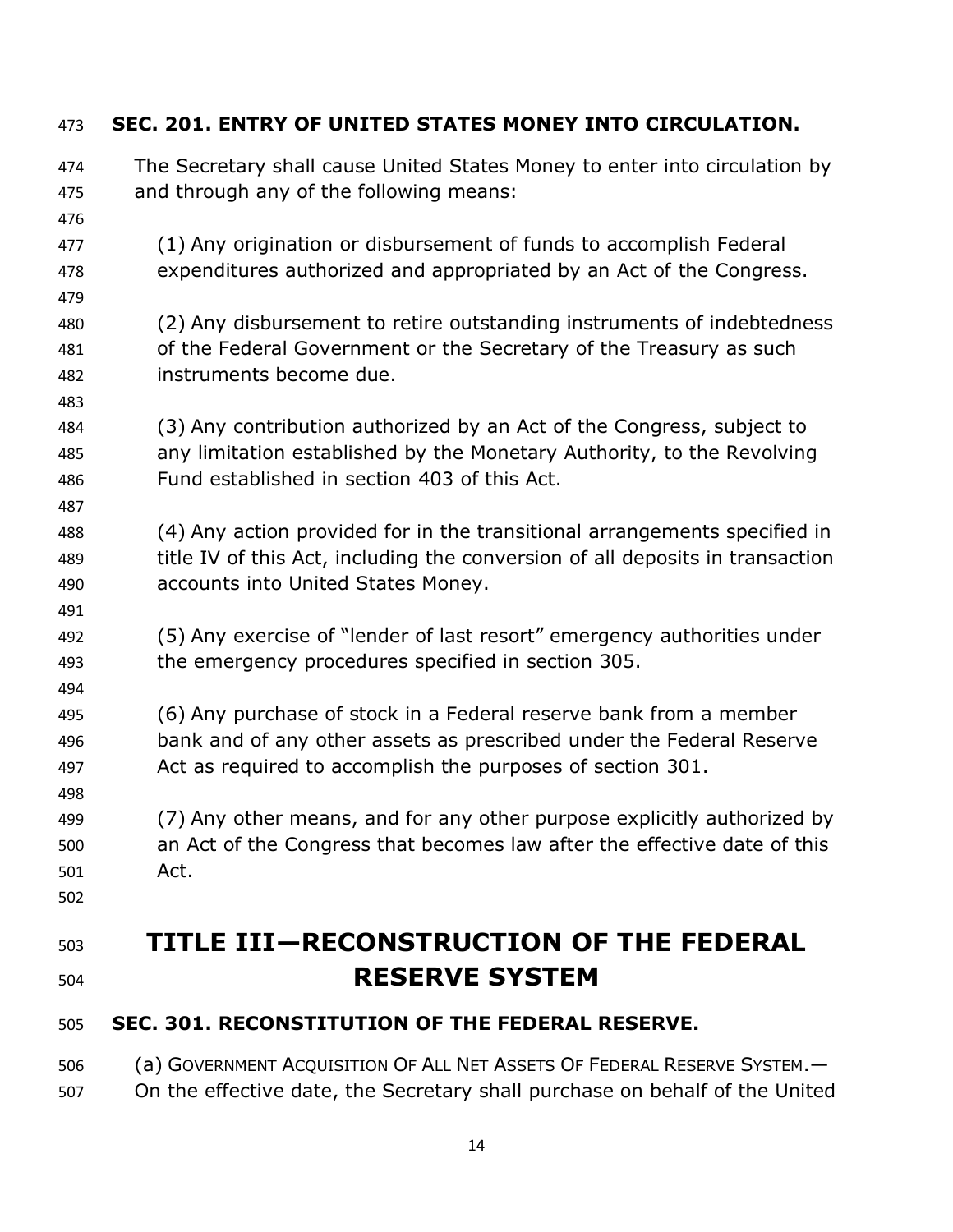### SEC. 201. ENTRY OF UNITED STATES MONEY INTO CIRCULATION.

The Secretary shall cause United States Money to enter into circulation by and through any of the following means:

(1) Any origination or disbursement of funds to accomplish Federal expenditures authorized and appropriated by an Act of the Congress.

(2) Any disbursement to retire outstanding instruments of indebtedness of the Federal Government or the Secretary of the Treasury as such instruments become due.

(3) Any contribution authorized by an Act of the Congress, subject to any limitation established by the Monetary Authority, to the Revolving Fund established in section 403 of this Act.

(4) Any action provided for in the transitional arrangements specified in title IV of this Act, including the conversion of all deposits in transaction accounts into United States Money.

(5) Any exercise of "lender of last resort" emergency authorities under the emergency procedures specified in section 305.

(6) Any purchase of stock in a Federal reserve bank from a member bank and of any other assets as prescribed under the Federal Reserve Act as required to accomplish the purposes of section 301.

(7) Any other means, and for any other purpose explicitly authorized by an Act of the Congress that becomes law after the effective date of this Act.

## TITLE III—RECONSTRUCTION OF THE FEDERAL RESERVE SYSTEM

### SEC. 301. RECONSTITUTION OF THE FEDERAL RESERVE.

(a) GOVERNMENT ACQUISITION OF ALL NET ASSETS OF FEDERAL RESERVE SYSTEM.— On the effective date, the Secretary shall purchase on behalf of the United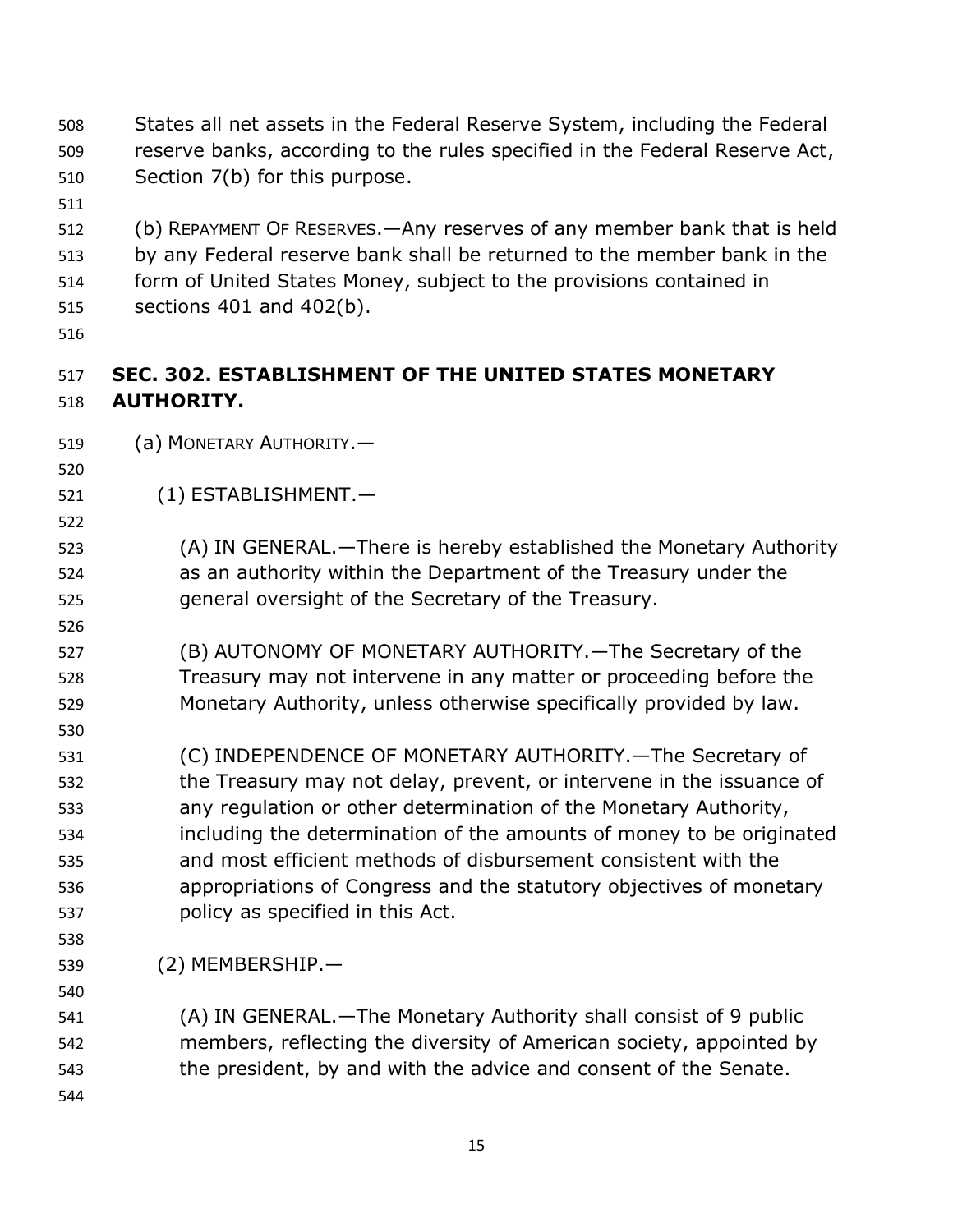States all net assets in the Federal Reserve System, including the Federal reserve banks, according to the rules specified in the Federal Reserve Act, Section 7(b) for this purpose.

(b) REPAYMENT OF RESERVES.—Any reserves of any member bank that is held by any Federal reserve bank shall be returned to the member bank in the form of United States Money, subject to the provisions contained in sections 401 and 402(b).

**SEC. 302. ESTABLISHMENT OF THE UNITED STATES MONETARY AUTHORITY.**

(a) MONETARY AUTHORITY.—

(1) ESTABLISHMENT.—

(A) IN GENERAL.—There is hereby established the Monetary Authority as an authority within the Department of the Treasury under the general oversight of the Secretary of the Treasury.

(B) AUTONOMY OF MONETARY AUTHORITY.—The Secretary of the Treasury may not intervene in any matter or proceeding before the Monetary Authority, unless otherwise specifically provided by law.

(C) INDEPENDENCE OF MONETARY AUTHORITY.—The Secretary of the Treasury may not delay, prevent, or intervene in the issuance of any regulation or other determination of the Monetary Authority, including the determination of the amounts of money to be originated and most efficient methods of disbursement consistent with the appropriations of Congress and the statutory objectives of monetary policy as specified in this Act.

(2) MEMBERSHIP.—

(A) IN GENERAL.—The Monetary Authority shall consist of 9 public members, reflecting the diversity of American society, appointed by the president, by and with the advice and consent of the Senate.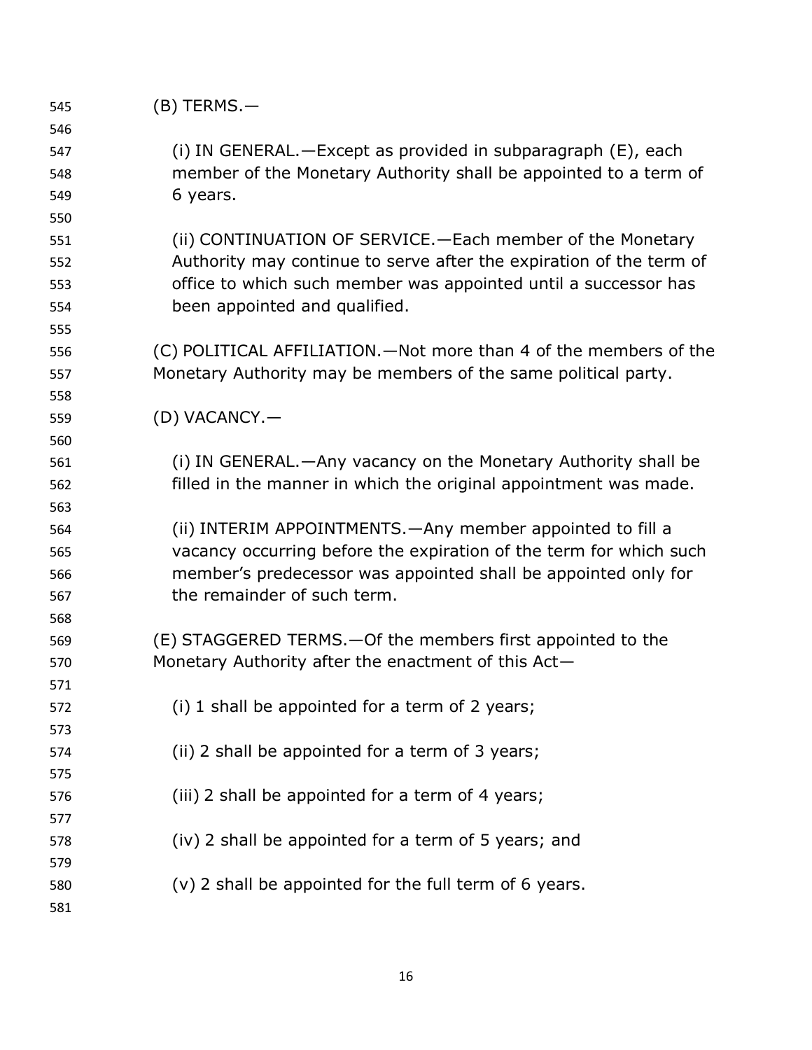(B) TERMS.—

(i) IN GENERAL.—Except as provided in subparagraph (E), each member of the Monetary Authority shall be appointed to a term of 6 years.

(ii) CONTINUATION OF SERVICE.—Each member of the Monetary Authority may continue to serve after the expiration of the term of office to which such member was appointed until a successor has been appointed and qualified.

(C) POLITICAL AFFILIATION.—Not more than 4 of the members of the Monetary Authority may be members of the same political party.

(D) VACANCY.—

(i) IN GENERAL.—Any vacancy on the Monetary Authority shall be filled in the manner in which the original appointment was made.

(ii) INTERIM APPOINTMENTS.—Any member appointed to fill a vacancy occurring before the expiration of the term for which such member's predecessor was appointed shall be appointed only for the remainder of such term.

(E) STAGGERED TERMS.—Of the members first appointed to the Monetary Authority after the enactment of this Act—

(i) 1 shall be appointed for a term of 2 years;

(ii) 2 shall be appointed for a term of 3 years;

(iii) 2 shall be appointed for a term of 4 years;

(iv) 2 shall be appointed for a term of 5 years; and

(v) 2 shall be appointed for the full term of 6 years.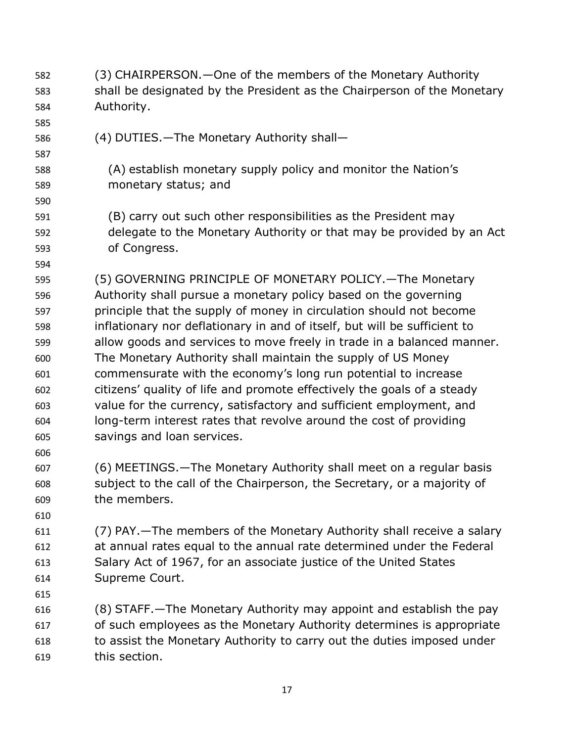(3) CHAIRPERSON.—One of the members of the Monetary Authority shall be designated by the President as the Chairperson of the Monetary Authority.

(4) DUTIES.—The Monetary Authority shall—

(A) establish monetary supply policy and monitor the Nation's monetary status; and

(B) carry out such other responsibilities as the President may delegate to the Monetary Authority or that may be provided by an Act of Congress.

(5) GOVERNING PRINCIPLE OF MONETARY POLICY.—The Monetary Authority shall pursue a monetary policy based on the governing principle that the supply of money in circulation should not become inflationary nor deflationary in and of itself, but will be sufficient to allow goods and services to move freely in trade in a balanced manner. The Monetary Authority shall maintain the supply of US Money commensurate with the economy's long run potential to increase citizens' quality of life and promote effectively the goals of a steady value for the currency, satisfactory and sufficient employment, and long-term interest rates that revolve around the cost of providing savings and loan services.

(6) MEETINGS.—The Monetary Authority shall meet on a regular basis subject to the call of the Chairperson, the Secretary, or a majority of the members.

(7) PAY.—The members of the Monetary Authority shall receive a salary at annual rates equal to the annual rate determined under the Federal Salary Act of 1967, for an associate justice of the United States Supreme Court.

(8) STAFF.—The Monetary Authority may appoint and establish the pay of such employees as the Monetary Authority determines is appropriate to assist the Monetary Authority to carry out the duties imposed under this section.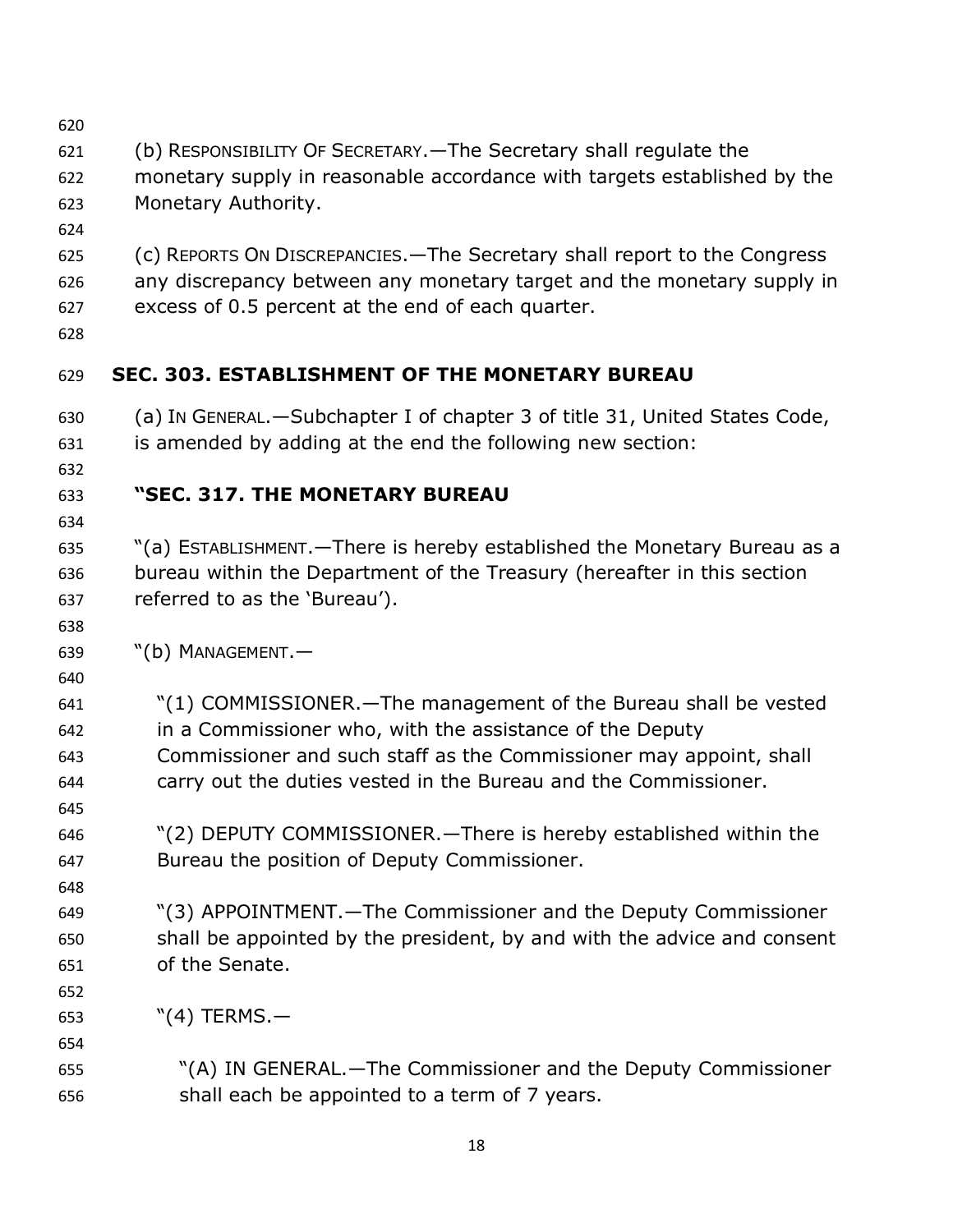(b) RESPONSIBILITY OF SECRETARY.—The Secretary shall regulate the monetary supply in reasonable accordance with targets established by the Monetary Authority.

(c) REPORTS ON DISCREPANCIES.—The Secretary shall report to the Congress any discrepancy between any monetary target and the monetary supply in excess of 0.5 percent at the end of each quarter.

## SEC. 303. ESTABLISHMENT OF THE MONETARY BUREAU

(a) IN GENERAL.—Subchapter I of chapter 3 of title 31, United States Code, is amended by adding at the end the following new section:

### "SEC. 317. THE MONETARY BUREAU

"(a) ESTABLISHMENT.—There is hereby established the Monetary Bureau as a bureau within the Department of the Treasury (hereafter in this section referred to as the 'Bureau').

"(b) MANAGEMENT.—

"(1) COMMISSIONER.—The management of the Bureau shall be vested in a Commissioner who, with the assistance of the Deputy Commissioner and such staff as the Commissioner may appoint, shall carry out the duties vested in the Bureau and the Commissioner.

"(2) DEPUTY COMMISSIONER.—There is hereby established within the Bureau the position of Deputy Commissioner.

"(3) APPOINTMENT.—The Commissioner and the Deputy Commissioner shall be appointed by the president, by and with the advice and consent of the Senate.

"(4) TERMS.—

"(A) IN GENERAL.—The Commissioner and the Deputy Commissioner shall each be appointed to a term of 7 years.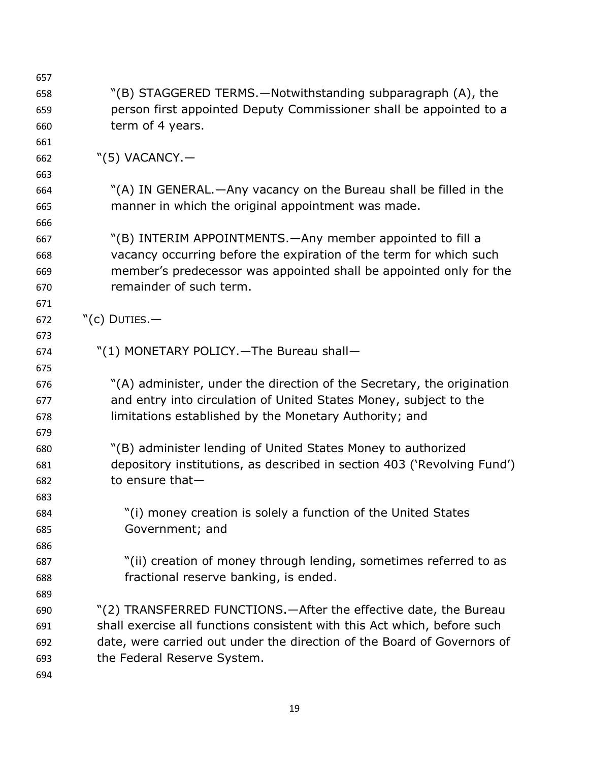"(B) STAGGERED TERMS.—Notwithstanding subparagraph (A), the person first appointed Deputy Commissioner shall be appointed to a term of 4 years.

"(5) VACANCY.—

"(A) IN GENERAL.—Any vacancy on the Bureau shall be filled in the manner in which the original appointment was made.

"(B) INTERIM APPOINTMENTS.—Any member appointed to fill a vacancy occurring before the expiration of the term for which such member's predecessor was appointed shall be appointed only for the remainder of such term.

"(c) DUTIES.—

"(1) MONETARY POLICY.—The Bureau shall—

"(A) administer, under the direction of the Secretary, the origination and entry into circulation of United States Money, subject to the limitations established by the Monetary Authority; and

"(B) administer lending of United States Money to authorized depository institutions, as described in section 403 ('Revolving Fund') to ensure that—

"(i) money creation is solely a function of the United States Government; and

"(ii) creation of money through lending, sometimes referred to as fractional reserve banking, is ended.

"(2) TRANSFERRED FUNCTIONS.—After the effective date, the Bureau shall exercise all functions consistent with this Act which, before such date, were carried out under the direction of the Board of Governors of the Federal Reserve System.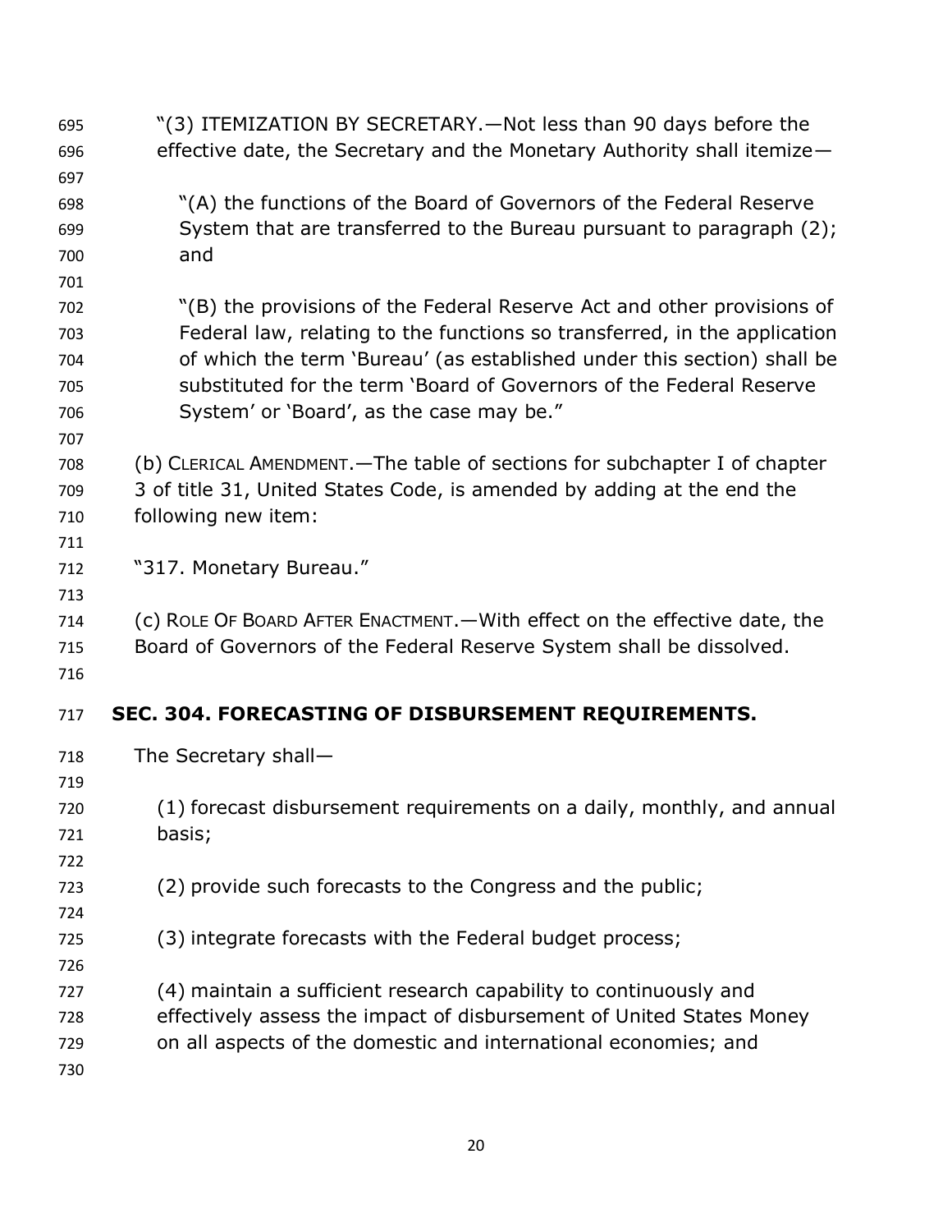"(3) ITEMIZATION BY SECRETARY.—Not less than 90 days before the effective date, the Secretary and the Monetary Authority shall itemize—

"(A) the functions of the Board of Governors of the Federal Reserve System that are transferred to the Bureau pursuant to paragraph (2); and

"(B) the provisions of the Federal Reserve Act and other provisions of Federal law, relating to the functions so transferred, in the application of which the term 'Bureau' (as established under this section) shall be substituted for the term 'Board of Governors of the Federal Reserve System' or 'Board', as the case may be."

(b) CLERICAL AMENDMENT.—The table of sections for subchapter I of chapter 3 of title 31, United States Code, is amended by adding at the end the following new item:

"317. Monetary Bureau."

(c) ROLE OF BOARD AFTER ENACTMENT.—With effect on the effective date, the Board of Governors of the Federal Reserve System shall be dissolved.

## SEC. 304. FORECASTING OF DISBURSEMENT REQUIREMENTS.

The Secretary shall—

(1) forecast disbursement requirements on a daily, monthly, and annual basis;

(2) provide such forecasts to the Congress and the public;

(3) integrate forecasts with the Federal budget process;

(4) maintain a sufficient research capability to continuously and effectively assess the impact of disbursement of United States Money on all aspects of the domestic and international economies; and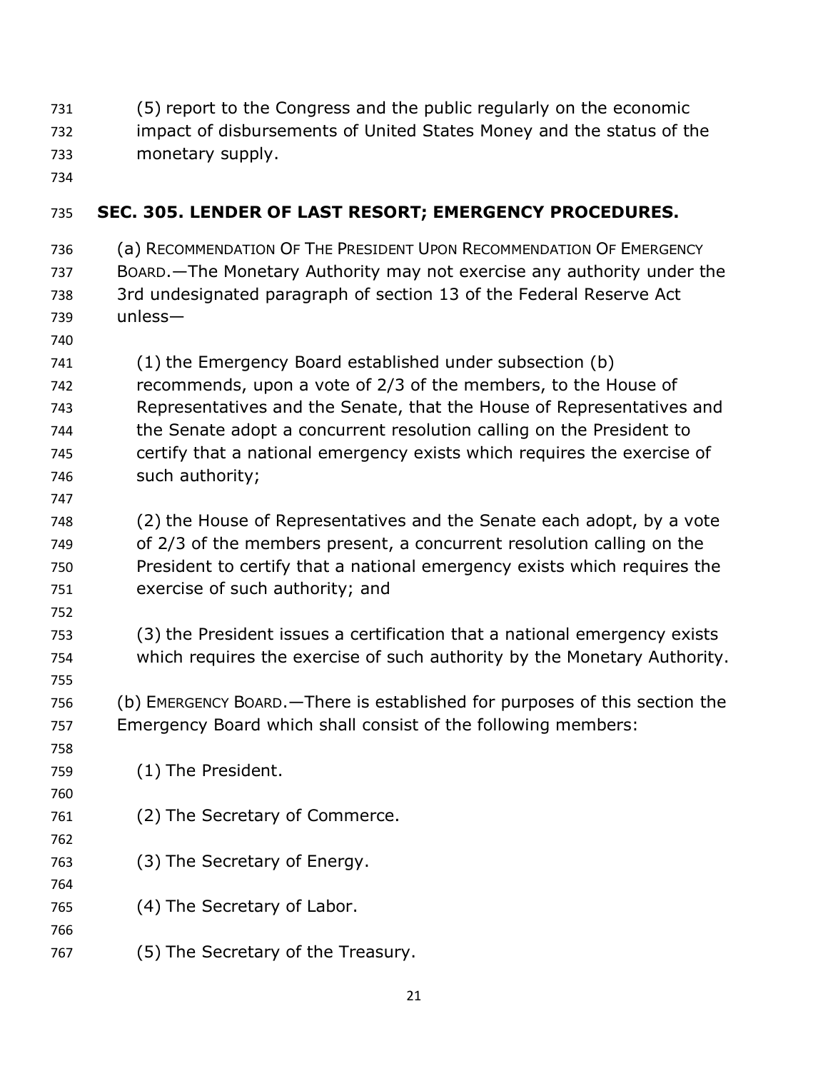(5) report to the Congress and the public regularly on the economic impact of disbursements of United States Money and the status of the monetary supply.

## SEC. 305. LENDER OF LAST RESORT; EMERGENCY PROCEDURES.

(a) RECOMMENDATION OF THE PRESIDENT UPON RECOMMENDATION OF EMERGENCY BOARD.—The Monetary Authority may not exercise any authority under the 3rd undesignated paragraph of section 13 of the Federal Reserve Act unless—

(1) the Emergency Board established under subsection (b) recommends, upon a vote of 2/3 of the members, to the House of Representatives and the Senate, that the House of Representatives and the Senate adopt a concurrent resolution calling on the President to certify that a national emergency exists which requires the exercise of such authority;

(2) the House of Representatives and the Senate each adopt, by a vote of 2/3 of the members present, a concurrent resolution calling on the President to certify that a national emergency exists which requires the exercise of such authority; and

(3) the President issues a certification that a national emergency exists which requires the exercise of such authority by the Monetary Authority.

(b) EMERGENCY BOARD.—There is established for purposes of this section the Emergency Board which shall consist of the following members:

(1) The President.

(2) The Secretary of Commerce.

(3) The Secretary of Energy.

(4) The Secretary of Labor.

(5) The Secretary of the Treasury.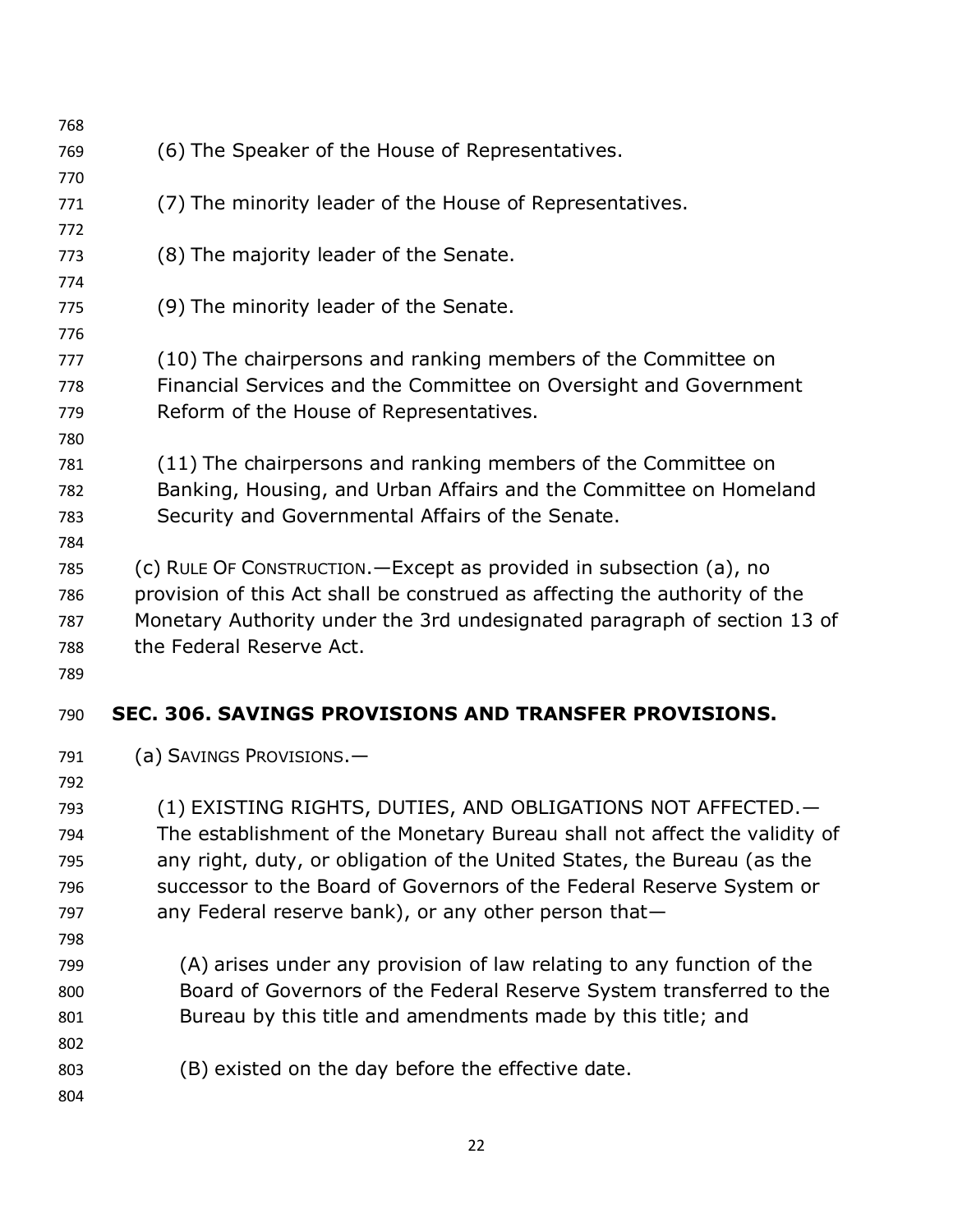(6) The Speaker of the House of Representatives.

(7) The minority leader of the House of Representatives.

(8) The majority leader of the Senate.

(9) The minority leader of the Senate.

(10) The chairpersons and ranking members of the Committee on Financial Services and the Committee on Oversight and Government Reform of the House of Representatives.

(11) The chairpersons and ranking members of the Committee on Banking, Housing, and Urban Affairs and the Committee on Homeland Security and Governmental Affairs of the Senate.

(c) RULE OF CONSTRUCTION.—Except as provided in subsection (a), no provision of this Act shall be construed as affecting the authority of the Monetary Authority under the 3rd undesignated paragraph of section 13 of the Federal Reserve Act.

## SEC. 306. SAVINGS PROVISIONS AND TRANSFER PROVISIONS.

(a) SAVINGS PROVISIONS.—

(1) EXISTING RIGHTS, DUTIES, AND OBLIGATIONS NOT AFFECTED.—The establishment of the Monetary Bureau shall not affect the validity of any right, duty, or obligation of the United States, the Bureau (as the successor to the Board of Governors of the Federal Reserve System or any Federal reserve bank), or any other person that—

(A) arises under any provision of law relating to any function of the Board of Governors of the Federal Reserve System transferred to the Bureau by this title and amendments made by this title; and

(B) existed on the day before the effective date.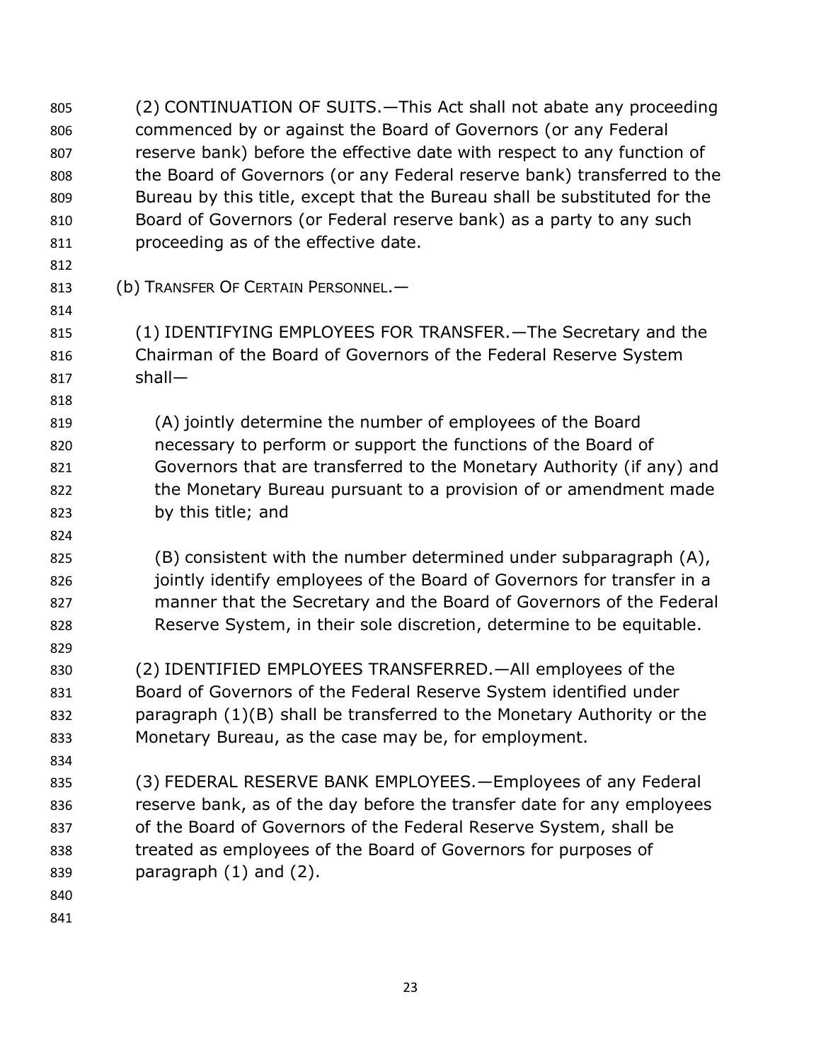(2) CONTINUATION OF SUITS.—This Act shall not abate any proceeding commenced by or against the Board of Governors (or any Federal reserve bank) before the effective date with respect to any function of the Board of Governors (or any Federal reserve bank) transferred to the Bureau by this title, except that the Bureau shall be substituted for the Board of Governors (or Federal reserve bank) as a party to any such proceeding as of the effective date.

(b) TRANSFER OF CERTAIN PERSONNEL.—

(1) IDENTIFYING EMPLOYEES FOR TRANSFER.—The Secretary and the Chairman of the Board of Governors of the Federal Reserve System shall—

(A) jointly determine the number of employees of the Board necessary to perform or support the functions of the Board of Governors that are transferred to the Monetary Authority (if any) and the Monetary Bureau pursuant to a provision of or amendment made by this title; and

(B) consistent with the number determined under subparagraph (A), jointly identify employees of the Board of Governors for transfer in a manner that the Secretary and the Board of Governors of the Federal Reserve System, in their sole discretion, determine to be equitable.

(2) IDENTIFIED EMPLOYEES TRANSFERRED.—All employees of the Board of Governors of the Federal Reserve System identified under paragraph (1)(B) shall be transferred to the Monetary Authority or the Monetary Bureau, as the case may be, for employment.

(3) FEDERAL RESERVE BANK EMPLOYEES.—Employees of any Federal reserve bank, as of the day before the transfer date for any employees of the Board of Governors of the Federal Reserve System, shall be treated as employees of the Board of Governors for purposes of paragraph (1) and (2).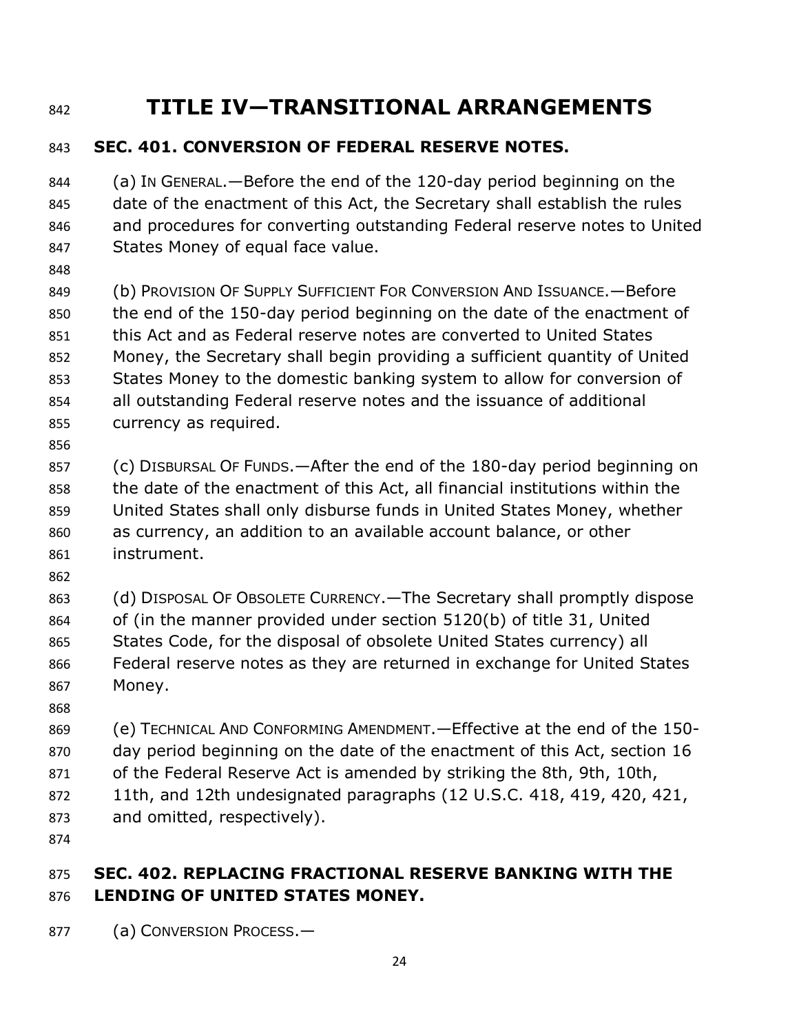# TITLE IV—TRANSITIONAL ARRANGEMENTS

## SEC. 401. CONVERSION OF FEDERAL RESERVE NOTES.

(a) IN GENERAL.—Before the end of the 120-day period beginning on the date of the enactment of this Act, the Secretary shall establish the rules and procedures for converting outstanding Federal reserve notes to United States Money of equal face value.

(b) PROVISION OF SUPPLY SUFFICIENT FOR CONVERSION AND ISSUANCE.—Before the end of the 150-day period beginning on the date of the enactment of this Act and as Federal reserve notes are converted to United States Money, the Secretary shall begin providing a sufficient quantity of United States Money to the domestic banking system to allow for conversion of all outstanding Federal reserve notes and the issuance of additional currency as required.

(c) DISBURSAL OF FUNDS.—After the end of the 180-day period beginning on the date of the enactment of this Act, all financial institutions within the United States shall only disburse funds in United States Money, whether as currency, an addition to an available account balance, or other instrument.

(d) DISPOSAL OF OBSOLETE CURRENCY.—The Secretary shall promptly dispose of (in the manner provided under section 5120(b) of title 31, United States Code, for the disposal of obsolete United States currency) all Federal reserve notes as they are returned in exchange for United States Money.

(e) TECHNICAL AND CONFORMING AMENDMENT.—Effective at the end of the 150-day period beginning on the date of the enactment of this Act, section 16 of the Federal Reserve Act is amended by striking the 8th, 9th, 10th, 11th, and 12th undesignated paragraphs (12 U.S.C. 418, 419, 420, 421, and omitted, respectively).

## SEC. 402. REPLACING FRACTIONAL RESERVE BANKING WITH THE LENDING OF UNITED STATES MONEY.

(a) CONVERSION PROCESS.—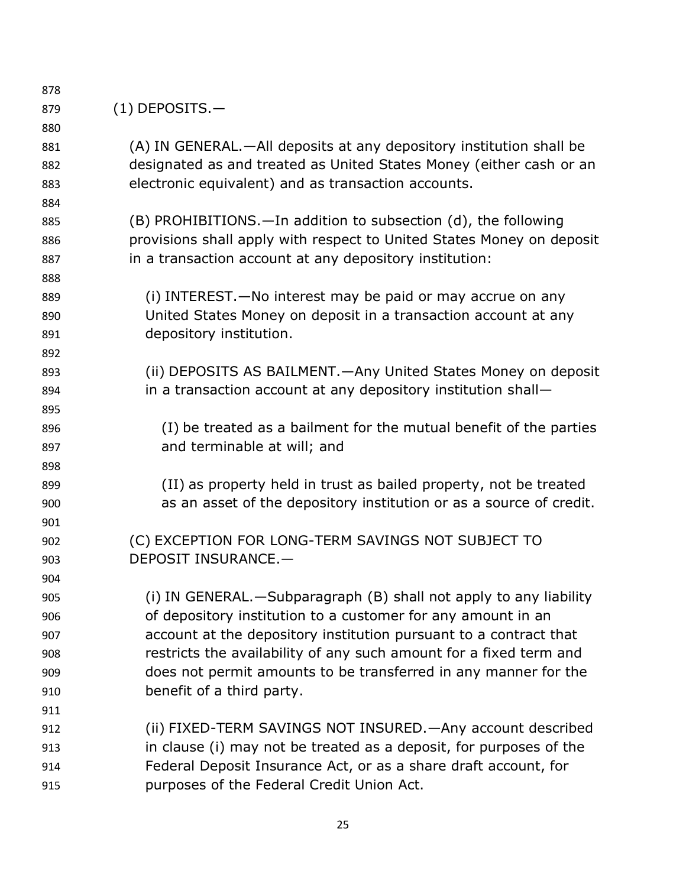(1) DEPOSITS.—

(A) IN GENERAL.—All deposits at any depository institution shall be designated as and treated as United States Money (either cash or an electronic equivalent) and as transaction accounts.

(B) PROHIBITIONS.—In addition to subsection (d), the following provisions shall apply with respect to United States Money on deposit in a transaction account at any depository institution:

(i) INTEREST.—No interest may be paid or may accrue on any United States Money on deposit in a transaction account at any depository institution.

(ii) DEPOSITS AS BAILMENT.—Any United States Money on deposit in a transaction account at any depository institution shall—

(I) be treated as a bailment for the mutual benefit of the parties and terminable at will; and

(II) as property held in trust as bailed property, not be treated as an asset of the depository institution or as a source of credit.

(C) EXCEPTION FOR LONG-TERM SAVINGS NOT SUBJECT TO DEPOSIT INSURANCE.—

(i) IN GENERAL.—Subparagraph (B) shall not apply to any liability of depository institution to a customer for any amount in an account at the depository institution pursuant to a contract that restricts the availability of any such amount for a fixed term and does not permit amounts to be transferred in any manner for the benefit of a third party.

(ii) FIXED-TERM SAVINGS NOT INSURED.—Any account described in clause (i) may not be treated as a deposit, for purposes of the Federal Deposit Insurance Act, or as a share draft account, for purposes of the Federal Credit Union Act.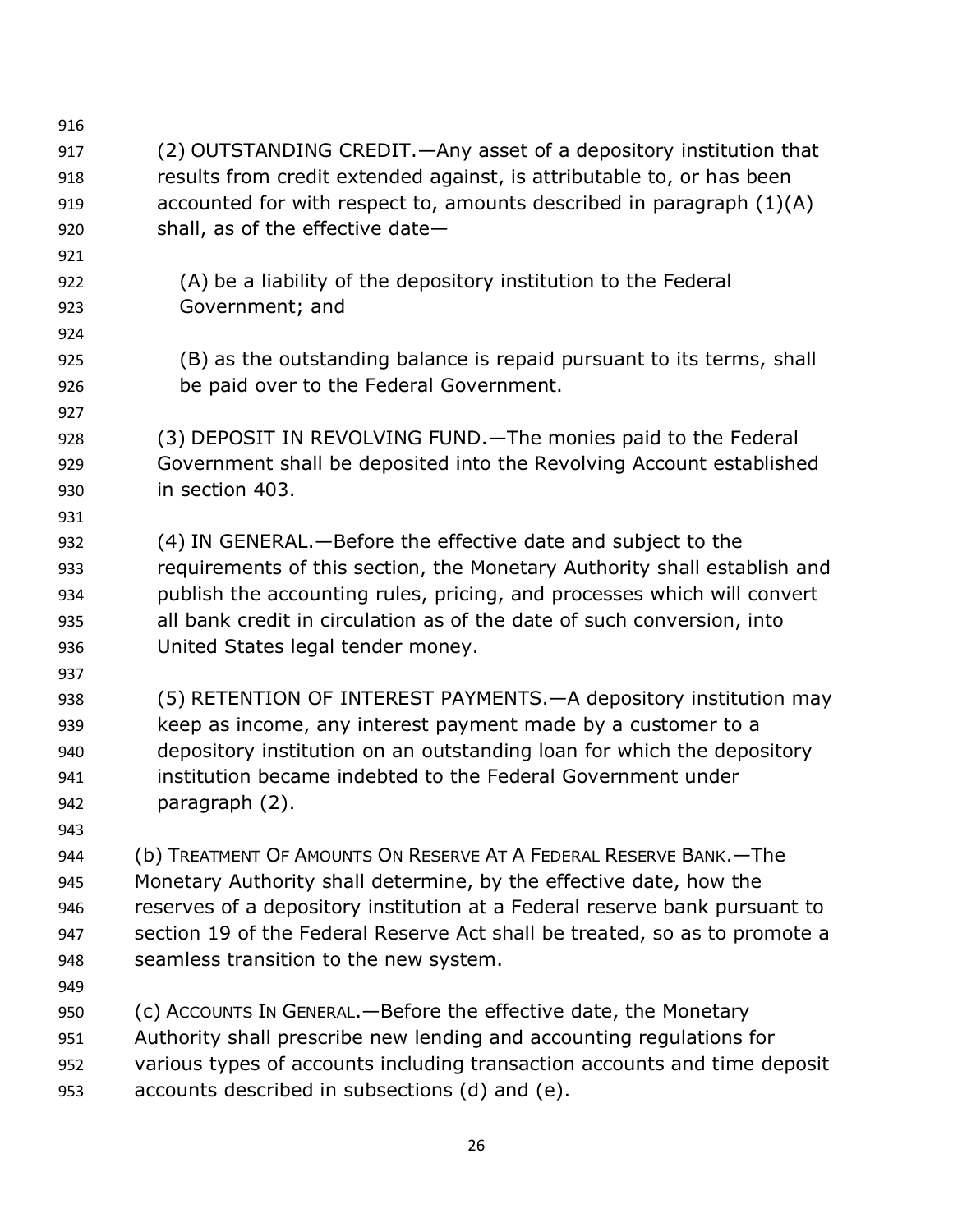(2) OUTSTANDING CREDIT.—Any asset of a depository institution that results from credit extended against, is attributable to, or has been accounted for with respect to, amounts described in paragraph (1)(A) shall, as of the effective date—

(A) be a liability of the depository institution to the Federal Government; and

(B) as the outstanding balance is repaid pursuant to its terms, shall be paid over to the Federal Government.

(3) DEPOSIT IN REVOLVING FUND.—The monies paid to the Federal Government shall be deposited into the Revolving Account established in section 403.

(4) IN GENERAL.—Before the effective date and subject to the requirements of this section, the Monetary Authority shall establish and publish the accounting rules, pricing, and processes which will convert all bank credit in circulation as of the date of such conversion, into United States legal tender money.

(5) RETENTION OF INTEREST PAYMENTS.—A depository institution may keep as income, any interest payment made by a customer to a depository institution on an outstanding loan for which the depository institution became indebted to the Federal Government under paragraph (2).

(b) TREATMENT OF AMOUNTS ON RESERVE AT A FEDERAL RESERVE BANK.—The Monetary Authority shall determine, by the effective date, how the reserves of a depository institution at a Federal reserve bank pursuant to section 19 of the Federal Reserve Act shall be treated, so as to promote a seamless transition to the new system.

(c) ACCOUNTS IN GENERAL.—Before the effective date, the Monetary Authority shall prescribe new lending and accounting regulations for various types of accounts including transaction accounts and time deposit accounts described in subsections (d) and (e).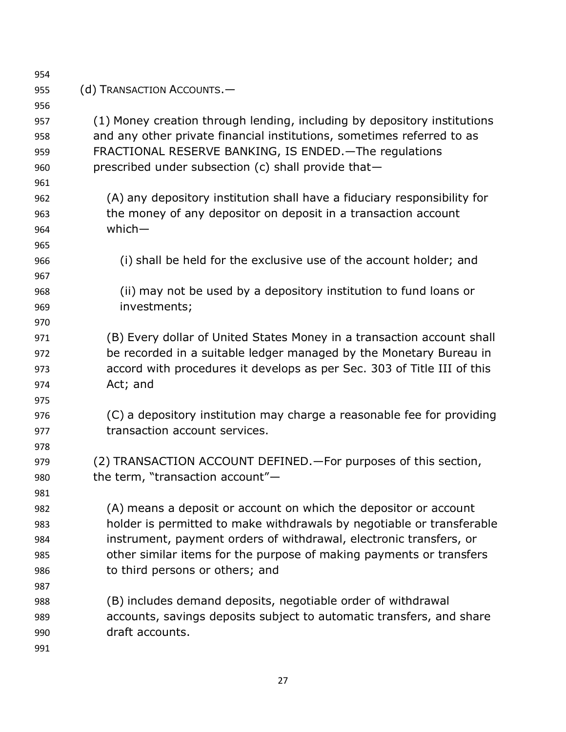(d) TRANSACTION ACCOUNTS.—

(1) Money creation through lending, including by depository institutions and any other private financial institutions, sometimes referred to as FRACTIONAL RESERVE BANKING, IS ENDED.—The regulations prescribed under subsection (c) shall provide that—

(A) any depository institution shall have a fiduciary responsibility for the money of any depositor on deposit in a transaction account which—

(i) shall be held for the exclusive use of the account holder; and

(ii) may not be used by a depository institution to fund loans or investments;

(B) Every dollar of United States Money in a transaction account shall be recorded in a suitable ledger managed by the Monetary Bureau in accord with procedures it develops as per Sec. 303 of Title III of this Act; and

(C) a depository institution may charge a reasonable fee for providing transaction account services.

(2) TRANSACTION ACCOUNT DEFINED.—For purposes of this section, the term, "transaction account"—

(A) means a deposit or account on which the depositor or account holder is permitted to make withdrawals by negotiable or transferable instrument, payment orders of withdrawal, electronic transfers, or other similar items for the purpose of making payments or transfers to third persons or others; and

(B) includes demand deposits, negotiable order of withdrawal accounts, savings deposits subject to automatic transfers, and share draft accounts.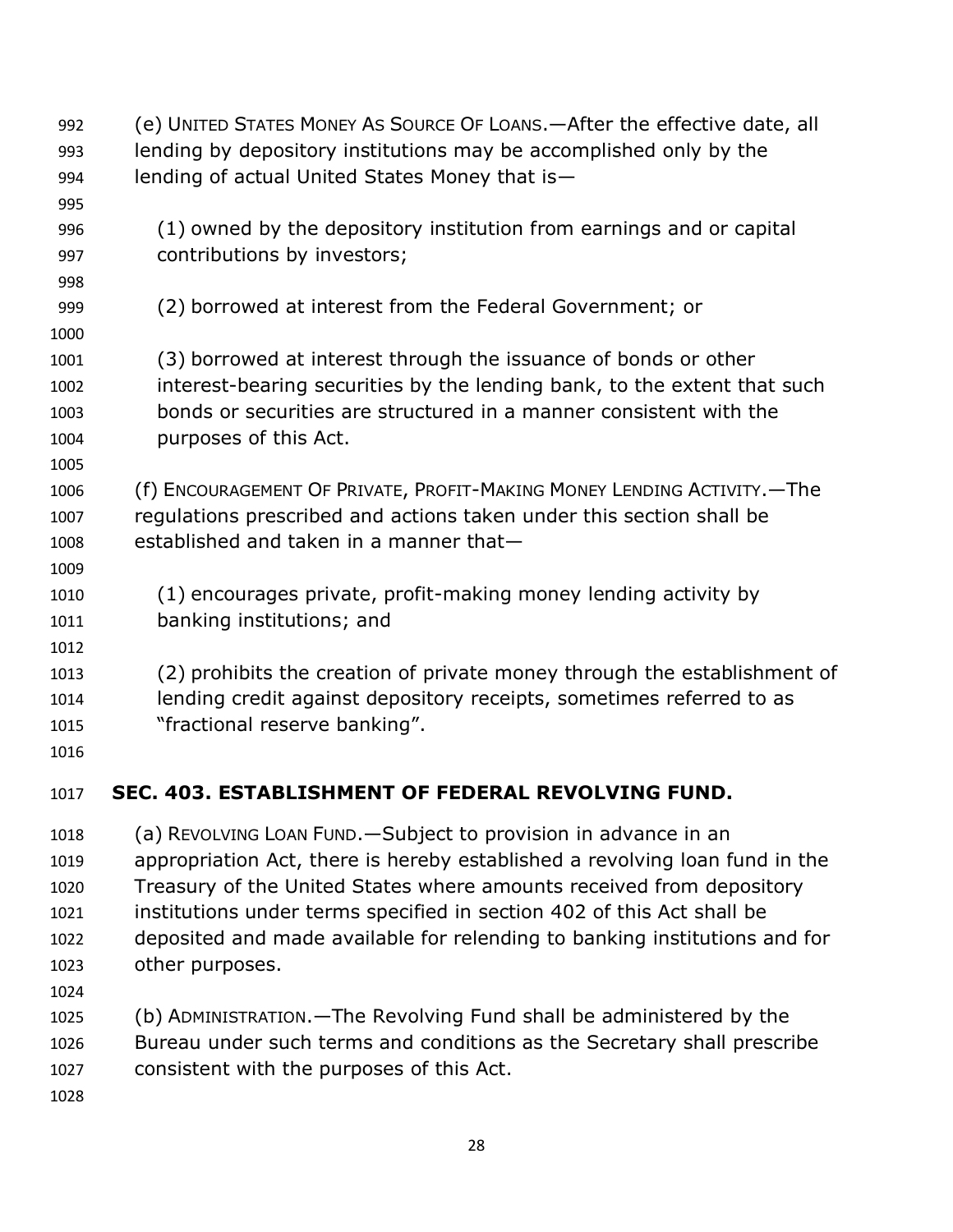(e) UNITED STATES MONEY AS SOURCE OF LOANS.—After the effective date, all lending by depository institutions may be accomplished only by the lending of actual United States Money that is—

(1) owned by the depository institution from earnings and or capital contributions by investors;

(2) borrowed at interest from the Federal Government; or

(3) borrowed at interest through the issuance of bonds or other interest-bearing securities by the lending bank, to the extent that such bonds or securities are structured in a manner consistent with the purposes of this Act.

(f) ENCOURAGEMENT OF PRIVATE, PROFIT-MAKING MONEY LENDING ACTIVITY.—The regulations prescribed and actions taken under this section shall be established and taken in a manner that—

(1) encourages private, profit-making money lending activity by banking institutions; and

(2) prohibits the creation of private money through the establishment of lending credit against depository receipts, sometimes referred to as "fractional reserve banking".

## SEC. 403. ESTABLISHMENT OF FEDERAL REVOLVING FUND.

(a) REVOLVING LOAN FUND.—Subject to provision in advance in an appropriation Act, there is hereby established a revolving loan fund in the Treasury of the United States where amounts received from depository institutions under terms specified in section 402 of this Act shall be deposited and made available for relending to banking institutions and for other purposes.

(b) ADMINISTRATION.—The Revolving Fund shall be administered by the Bureau under such terms and conditions as the Secretary shall prescribe consistent with the purposes of this Act.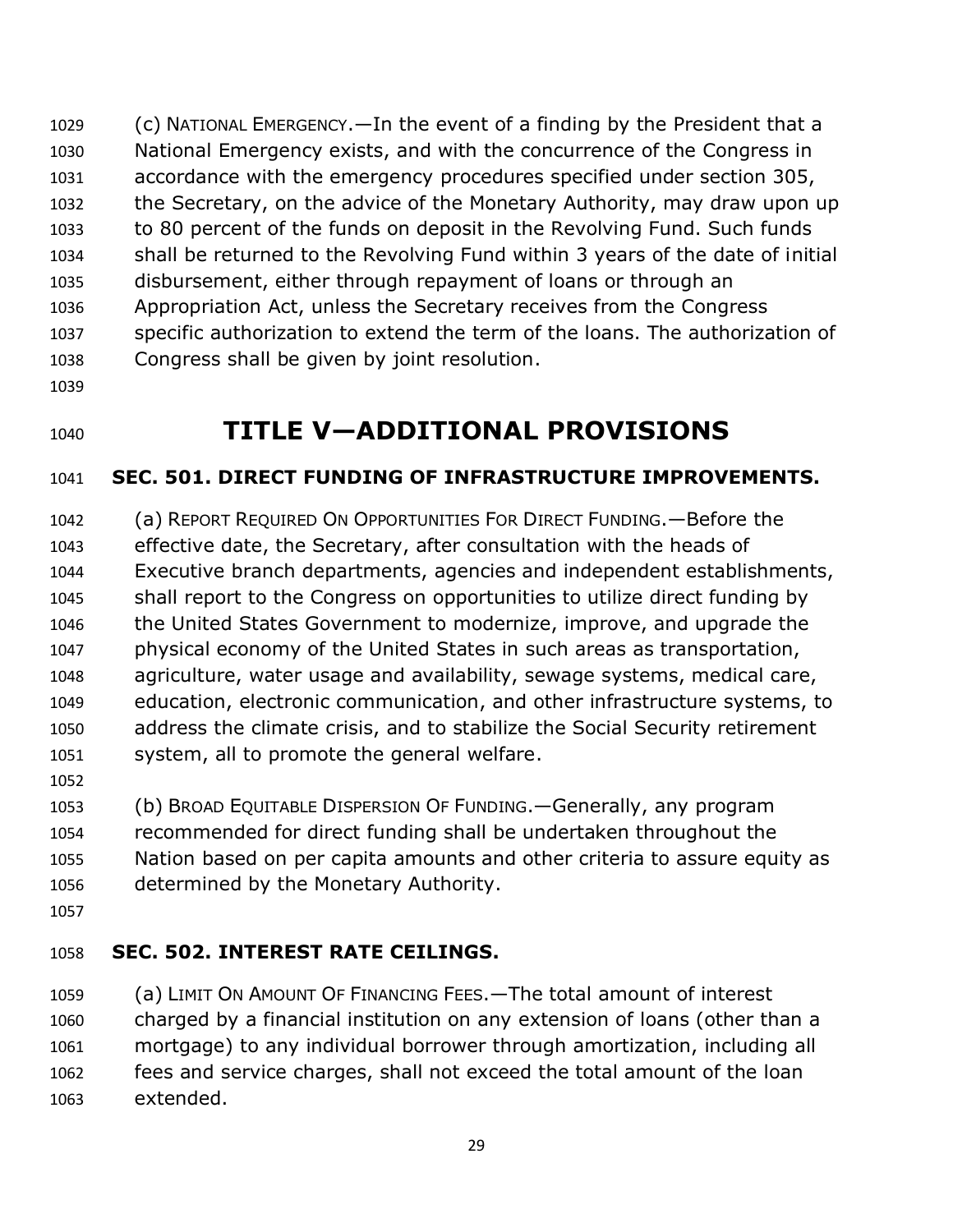(c) NATIONAL EMERGENCY.—In the event of a finding by the President that a National Emergency exists, and with the concurrence of the Congress in accordance with the emergency procedures specified under section 305, the Secretary, on the advice of the Monetary Authority, may draw upon up to 80 percent of the funds on deposit in the Revolving Fund. Such funds shall be returned to the Revolving Fund within 3 years of the date of initial disbursement, either through repayment of loans or through an Appropriation Act, unless the Secretary receives from the Congress specific authorization to extend the term of the loans. The authorization of Congress shall be given by joint resolution.

# TITLE V—ADDITIONAL PROVISIONS

## SEC. 501. DIRECT FUNDING OF INFRASTRUCTURE IMPROVEMENTS.

(a) REPORT REQUIRED ON OPPORTUNITIES FOR DIRECT FUNDING.—Before the effective date, the Secretary, after consultation with the heads of Executive branch departments, agencies and independent establishments, shall report to the Congress on opportunities to utilize direct funding by the United States Government to modernize, improve, and upgrade the physical economy of the United States in such areas as transportation, agriculture, water usage and availability, sewage systems, medical care, education, electronic communication, and other infrastructure systems, to address the climate crisis, and to stabilize the Social Security retirement system, all to promote the general welfare.

(b) BROAD EQUITABLE DISPERSION OF FUNDING.—Generally, any program recommended for direct funding shall be undertaken throughout the Nation based on per capita amounts and other criteria to assure equity as determined by the Monetary Authority.

## SEC. 502. INTEREST RATE CEILINGS.

(a) LIMIT ON AMOUNT OF FINANCING FEES.—The total amount of interest charged by a financial institution on any extension of loans (other than a mortgage) to any individual borrower through amortization, including all fees and service charges, shall not exceed the total amount of the loan extended.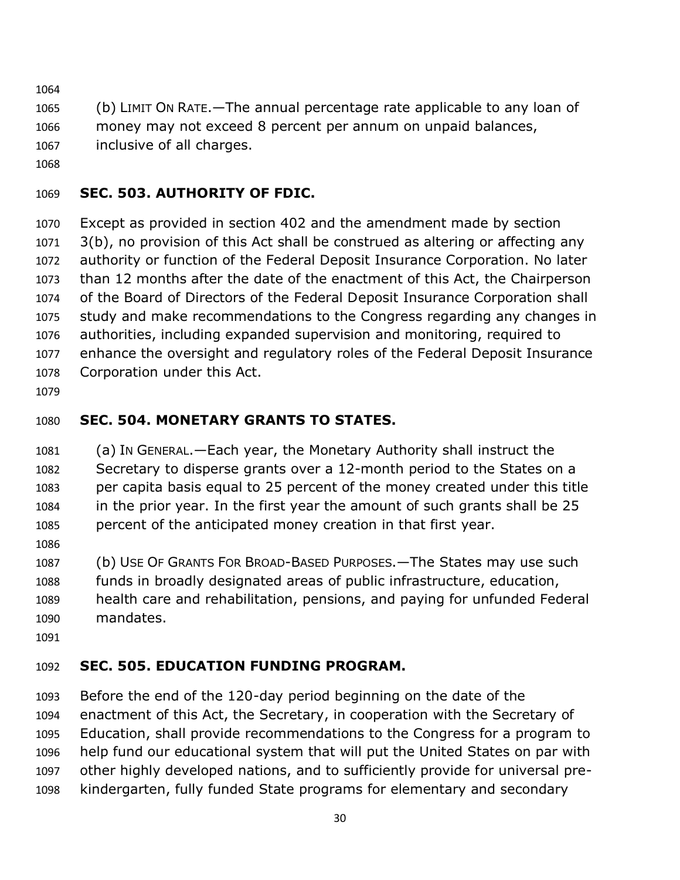(b) LIMIT ON RATE.—The annual percentage rate applicable to any loan of money may not exceed 8 percent per annum on unpaid balances, inclusive of all charges.

**SEC. 503. AUTHORITY OF FDIC.**

Except as provided in section 402 and the amendment made by section 3(b), no provision of this Act shall be construed as altering or affecting any authority or function of the Federal Deposit Insurance Corporation. No later than 12 months after the date of the enactment of this Act, the Chairperson of the Board of Directors of the Federal Deposit Insurance Corporation shall study and make recommendations to the Congress regarding any changes in authorities, including expanded supervision and monitoring, required to enhance the oversight and regulatory roles of the Federal Deposit Insurance Corporation under this Act.

**SEC. 504. MONETARY GRANTS TO STATES.**

(a) IN GENERAL.—Each year, the Monetary Authority shall instruct the Secretary to disperse grants over a 12-month period to the States on a per capita basis equal to 25 percent of the money created under this title in the prior year. In the first year the amount of such grants shall be 25 percent of the anticipated money creation in that first year.

(b) USE OF GRANTS FOR BROAD-BASED PURPOSES.—The States may use such funds in broadly designated areas of public infrastructure, education, health care and rehabilitation, pensions, and paying for unfunded Federal mandates.

**SEC. 505. EDUCATION FUNDING PROGRAM.**

Before the end of the 120-day period beginning on the date of the enactment of this Act, the Secretary, in cooperation with the Secretary of Education, shall provide recommendations to the Congress for a program to help fund our educational system that will put the United States on par with other highly developed nations, and to sufficiently provide for universal pre-kindergarten, fully funded State programs for elementary and secondary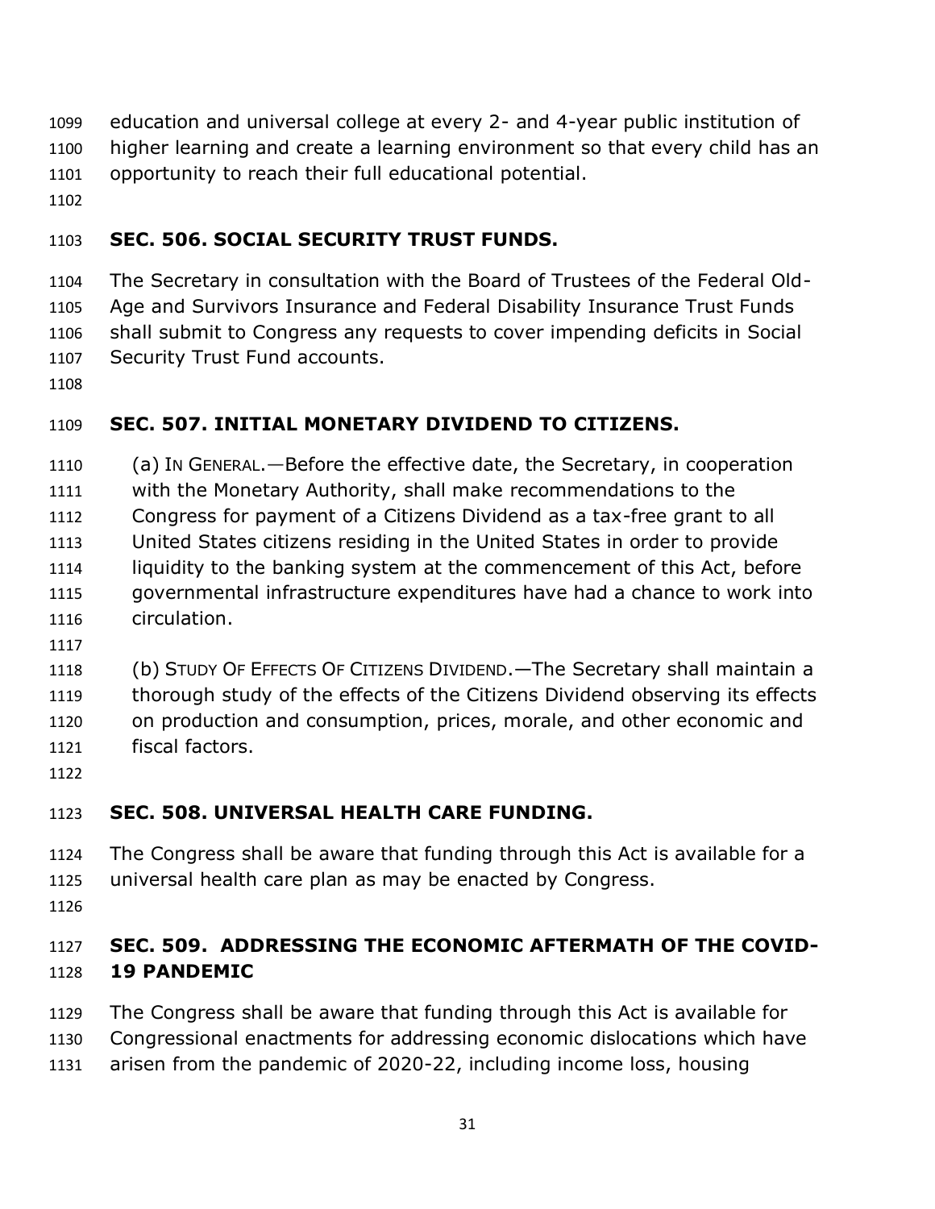education and universal college at every 2- and 4-year public institution of higher learning and create a learning environment so that every child has an opportunity to reach their full educational potential.

**SEC. 506. SOCIAL SECURITY TRUST FUNDS.**

The Secretary in consultation with the Board of Trustees of the Federal Old-Age and Survivors Insurance and Federal Disability Insurance Trust Funds shall submit to Congress any requests to cover impending deficits in Social Security Trust Fund accounts.

**SEC. 507. INITIAL MONETARY DIVIDEND TO CITIZENS.**

(a) IN GENERAL.—Before the effective date, the Secretary, in cooperation with the Monetary Authority, shall make recommendations to the Congress for payment of a Citizens Dividend as a tax-free grant to all United States citizens residing in the United States in order to provide liquidity to the banking system at the commencement of this Act, before governmental infrastructure expenditures have had a chance to work into circulation.

(b) STUDY OF EFFECTS OF CITIZENS DIVIDEND.—The Secretary shall maintain a thorough study of the effects of the Citizens Dividend observing its effects on production and consumption, prices, morale, and other economic and fiscal factors.

**SEC. 508. UNIVERSAL HEALTH CARE FUNDING.**

The Congress shall be aware that funding through this Act is available for a universal health care plan as may be enacted by Congress.

**SEC. 509. ADDRESSING THE ECONOMIC AFTERMATH OF THE COVID-19 PANDEMIC**

The Congress shall be aware that funding through this Act is available for Congressional enactments for addressing economic dislocations which have arisen from the pandemic of 2020-22, including income loss, housing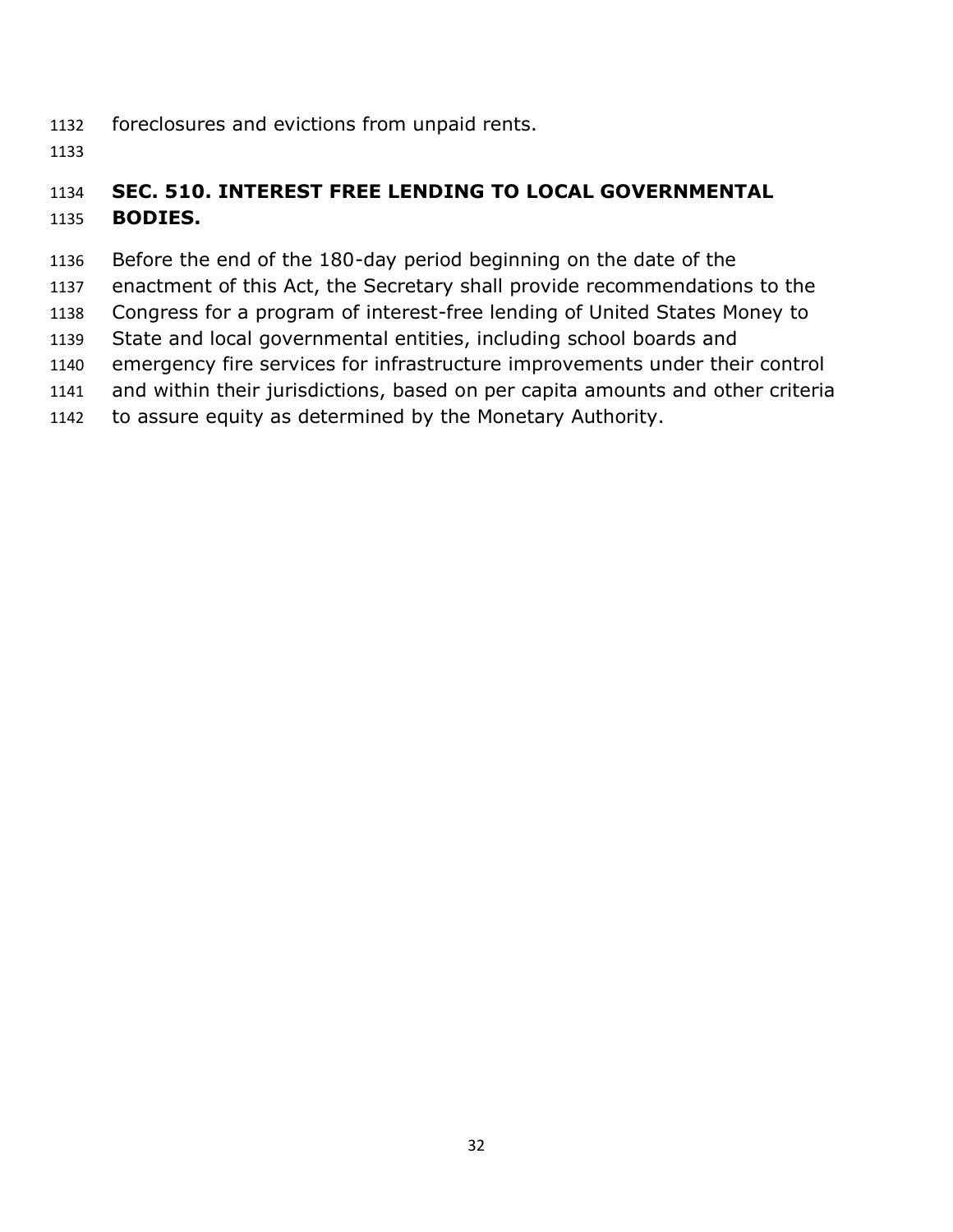foreclosures and evictions from unpaid rents.

## SEC. 510. INTEREST FREE LENDING TO LOCAL GOVERNMENTAL BODIES.

Before the end of the 180-day period beginning on the date of the enactment of this Act, the Secretary shall provide recommendations to the Congress for a program of interest-free lending of United States Money to State and local governmental entities, including school boards and emergency fire services for infrastructure improvements under their control and within their jurisdictions, based on per capita amounts and other criteria to assure equity as determined by the Monetary Authority.